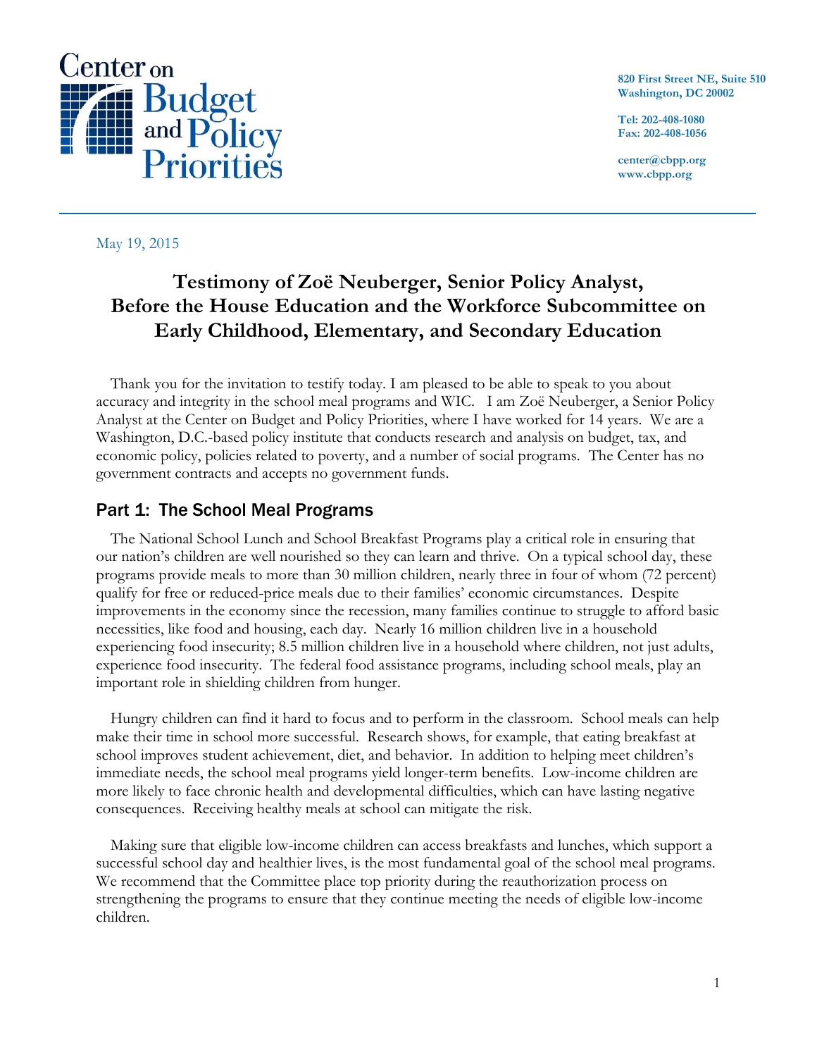Center on Budget and Policy Priorities

820 First Street NE, Suite 510
Washington, DC 20002

Tel: 202-408-1080
Fax: 202-408-1056

center@cbpp.org
www.cbpp.org

May 19, 2015

# Testimony of Zoë Neuberger, Senior Policy Analyst, Before the House Education and the Workforce Subcommittee on Early Childhood, Elementary, and Secondary Education

Thank you for the invitation to testify today. I am pleased to be able to speak to you about accuracy and integrity in the school meal programs and WIC. I am Zoë Neuberger, a Senior Policy Analyst at the Center on Budget and Policy Priorities, where I have worked for 14 years. We are a Washington, D.C.-based policy institute that conducts research and analysis on budget, tax, and economic policy, policies related to poverty, and a number of social programs. The Center has no government contracts and accepts no government funds.

## Part 1: The School Meal Programs

The National School Lunch and School Breakfast Programs play a critical role in ensuring that our nation's children are well nourished so they can learn and thrive. On a typical school day, these programs provide meals to more than 30 million children, nearly three in four of whom (72 percent) qualify for free or reduced-price meals due to their families' economic circumstances. Despite improvements in the economy since the recession, many families continue to struggle to afford basic necessities, like food and housing, each day. Nearly 16 million children live in a household experiencing food insecurity; 8.5 million children live in a household where children, not just adults, experience food insecurity. The federal food assistance programs, including school meals, play an important role in shielding children from hunger.

Hungry children can find it hard to focus and to perform in the classroom. School meals can help make their time in school more successful. Research shows, for example, that eating breakfast at school improves student achievement, diet, and behavior. In addition to helping meet children's immediate needs, the school meal programs yield longer-term benefits. Low-income children are more likely to face chronic health and developmental difficulties, which can have lasting negative consequences. Receiving healthy meals at school can mitigate the risk.

Making sure that eligible low-income children can access breakfasts and lunches, which support a successful school day and healthier lives, is the most fundamental goal of the school meal programs. We recommend that the Committee place top priority during the reauthorization process on strengthening the programs to ensure that they continue meeting the needs of eligible low-income children.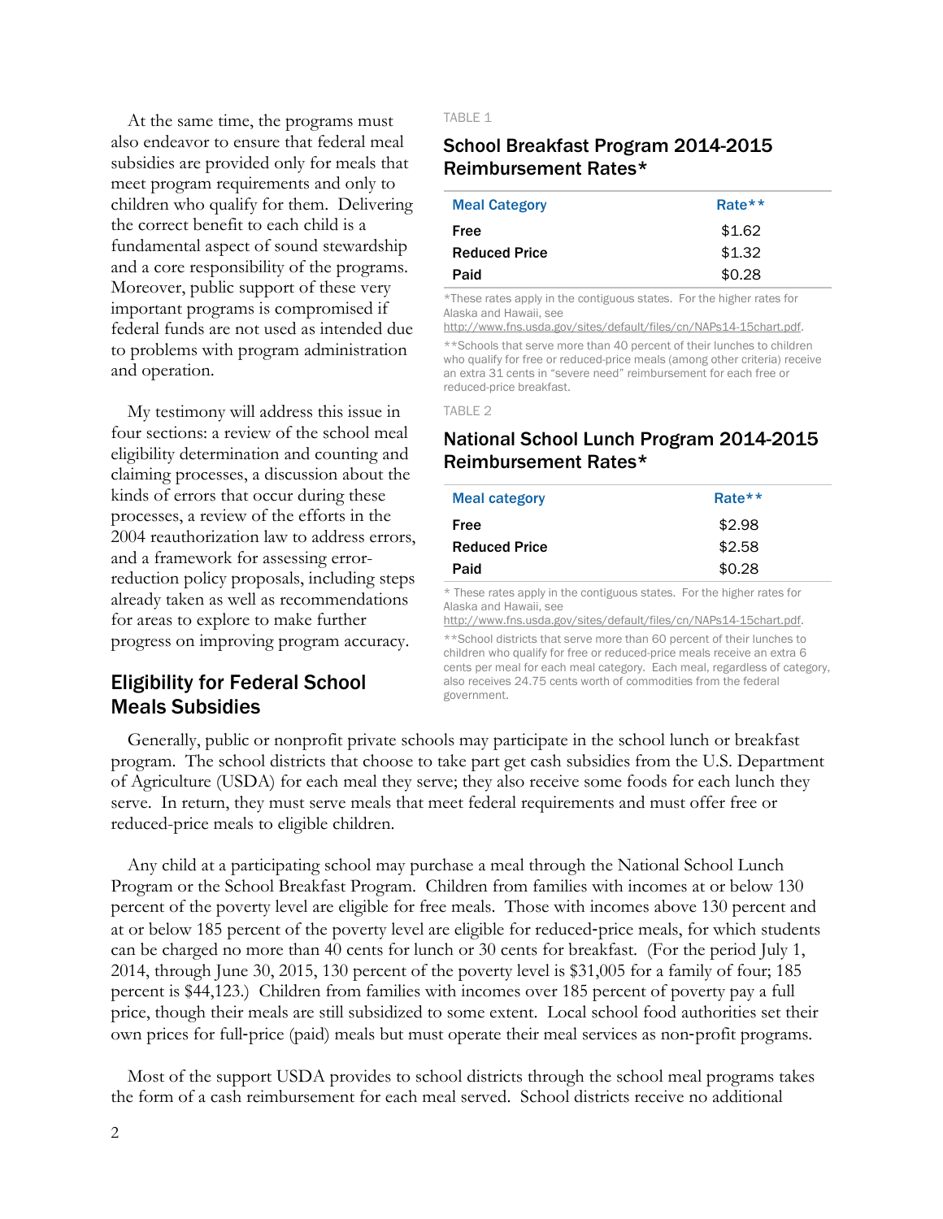At the same time, the programs must also endeavor to ensure that federal meal subsidies are provided only for meals that meet program requirements and only to children who qualify for them. Delivering the correct benefit to each child is a fundamental aspect of sound stewardship and a core responsibility of the programs. Moreover, public support of these very important programs is compromised if federal funds are not used as intended due to problems with program administration and operation.

My testimony will address this issue in four sections: a review of the school meal eligibility determination and counting and claiming processes, a discussion about the kinds of errors that occur during these processes, a review of the efforts in the 2004 reauthorization law to address errors, and a framework for assessing error-reduction policy proposals, including steps already taken as well as recommendations for areas to explore to make further progress on improving program accuracy.

TABLE 1

### School Breakfast Program 2014-2015 Reimbursement Rates*

| Meal Category | Rate** |
|---|---|
| **Free** | $1.62 |
| **Reduced Price** | $1.32 |
| **Paid** | $0.28 |

*These rates apply in the contiguous states. For the higher rates for Alaska and Hawaii, see http://www.fns.usda.gov/sites/default/files/cn/NAPs14-15chart.pdf.

**Schools that serve more than 40 percent of their lunches to children who qualify for free or reduced-price meals (among other criteria) receive an extra 31 cents in "severe need" reimbursement for each free or reduced-price breakfast.

TABLE 2

### National School Lunch Program 2014-2015 Reimbursement Rates*

| Meal category | Rate** |
|---|---|
| **Free** | $2.98 |
| **Reduced Price** | $2.58 |
| **Paid** | $0.28 |

* These rates apply in the contiguous states. For the higher rates for Alaska and Hawaii, see http://www.fns.usda.gov/sites/default/files/cn/NAPs14-15chart.pdf.

**School districts that serve more than 60 percent of their lunches to children who qualify for free or reduced-price meals receive an extra 6 cents per meal for each meal category. Each meal, regardless of category, also receives 24.75 cents worth of commodities from the federal government.

## Eligibility for Federal School Meals Subsidies

Generally, public or nonprofit private schools may participate in the school lunch or breakfast program. The school districts that choose to take part get cash subsidies from the U.S. Department of Agriculture (USDA) for each meal they serve; they also receive some foods for each lunch they serve. In return, they must serve meals that meet federal requirements and must offer free or reduced-price meals to eligible children.

Any child at a participating school may purchase a meal through the National School Lunch Program or the School Breakfast Program. Children from families with incomes at or below 130 percent of the poverty level are eligible for free meals. Those with incomes above 130 percent and at or below 185 percent of the poverty level are eligible for reduced-price meals, for which students can be charged no more than 40 cents for lunch or 30 cents for breakfast. (For the period July 1, 2014, through June 30, 2015, 130 percent of the poverty level is $31,005 for a family of four; 185 percent is $44,123.) Children from families with incomes over 185 percent of poverty pay a full price, though their meals are still subsidized to some extent. Local school food authorities set their own prices for full-price (paid) meals but must operate their meal services as non-profit programs.

Most of the support USDA provides to school districts through the school meal programs takes the form of a cash reimbursement for each meal served. School districts receive no additional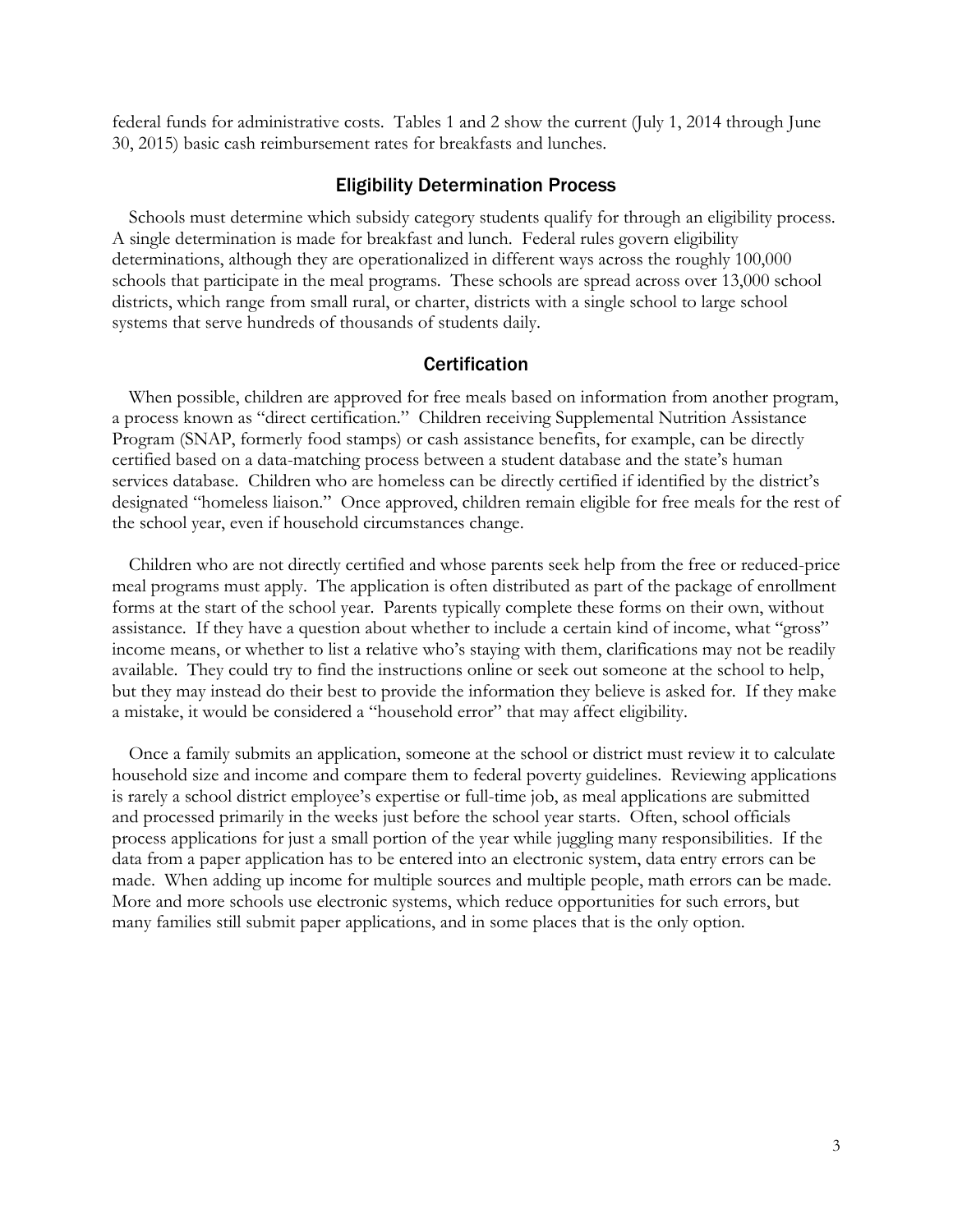federal funds for administrative costs. Tables 1 and 2 show the current (July 1, 2014 through June 30, 2015) basic cash reimbursement rates for breakfasts and lunches.

## Eligibility Determination Process

Schools must determine which subsidy category students qualify for through an eligibility process. A single determination is made for breakfast and lunch. Federal rules govern eligibility determinations, although they are operationalized in different ways across the roughly 100,000 schools that participate in the meal programs. These schools are spread across over 13,000 school districts, which range from small rural, or charter, districts with a single school to large school systems that serve hundreds of thousands of students daily.

## Certification

When possible, children are approved for free meals based on information from another program, a process known as "direct certification." Children receiving Supplemental Nutrition Assistance Program (SNAP, formerly food stamps) or cash assistance benefits, for example, can be directly certified based on a data-matching process between a student database and the state's human services database. Children who are homeless can be directly certified if identified by the district's designated "homeless liaison." Once approved, children remain eligible for free meals for the rest of the school year, even if household circumstances change.

Children who are not directly certified and whose parents seek help from the free or reduced-price meal programs must apply. The application is often distributed as part of the package of enrollment forms at the start of the school year. Parents typically complete these forms on their own, without assistance. If they have a question about whether to include a certain kind of income, what "gross" income means, or whether to list a relative who's staying with them, clarifications may not be readily available. They could try to find the instructions online or seek out someone at the school to help, but they may instead do their best to provide the information they believe is asked for. If they make a mistake, it would be considered a "household error" that may affect eligibility.

Once a family submits an application, someone at the school or district must review it to calculate household size and income and compare them to federal poverty guidelines. Reviewing applications is rarely a school district employee's expertise or full-time job, as meal applications are submitted and processed primarily in the weeks just before the school year starts. Often, school officials process applications for just a small portion of the year while juggling many responsibilities. If the data from a paper application has to be entered into an electronic system, data entry errors can be made. When adding up income for multiple sources and multiple people, math errors can be made. More and more schools use electronic systems, which reduce opportunities for such errors, but many families still submit paper applications, and in some places that is the only option.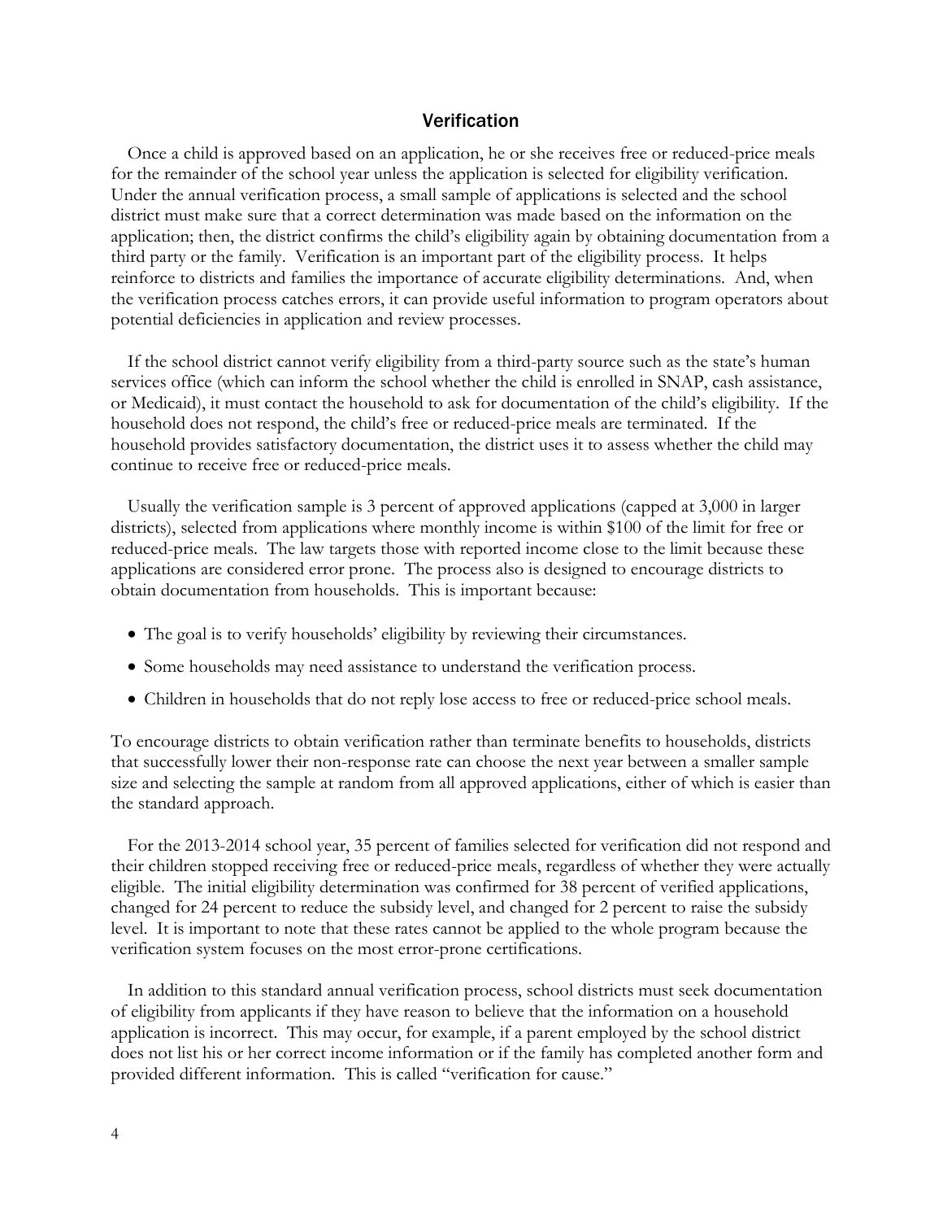## Verification

Once a child is approved based on an application, he or she receives free or reduced-price meals for the remainder of the school year unless the application is selected for eligibility verification. Under the annual verification process, a small sample of applications is selected and the school district must make sure that a correct determination was made based on the information on the application; then, the district confirms the child's eligibility again by obtaining documentation from a third party or the family. Verification is an important part of the eligibility process. It helps reinforce to districts and families the importance of accurate eligibility determinations. And, when the verification process catches errors, it can provide useful information to program operators about potential deficiencies in application and review processes.

If the school district cannot verify eligibility from a third-party source such as the state's human services office (which can inform the school whether the child is enrolled in SNAP, cash assistance, or Medicaid), it must contact the household to ask for documentation of the child's eligibility. If the household does not respond, the child's free or reduced-price meals are terminated. If the household provides satisfactory documentation, the district uses it to assess whether the child may continue to receive free or reduced-price meals.

Usually the verification sample is 3 percent of approved applications (capped at 3,000 in larger districts), selected from applications where monthly income is within $100 of the limit for free or reduced-price meals. The law targets those with reported income close to the limit because these applications are considered error prone. The process also is designed to encourage districts to obtain documentation from households. This is important because:

- The goal is to verify households' eligibility by reviewing their circumstances.
- Some households may need assistance to understand the verification process.
- Children in households that do not reply lose access to free or reduced-price school meals.

To encourage districts to obtain verification rather than terminate benefits to households, districts that successfully lower their non-response rate can choose the next year between a smaller sample size and selecting the sample at random from all approved applications, either of which is easier than the standard approach.

For the 2013-2014 school year, 35 percent of families selected for verification did not respond and their children stopped receiving free or reduced-price meals, regardless of whether they were actually eligible. The initial eligibility determination was confirmed for 38 percent of verified applications, changed for 24 percent to reduce the subsidy level, and changed for 2 percent to raise the subsidy level. It is important to note that these rates cannot be applied to the whole program because the verification system focuses on the most error-prone certifications.

In addition to this standard annual verification process, school districts must seek documentation of eligibility from applicants if they have reason to believe that the information on a household application is incorrect. This may occur, for example, if a parent employed by the school district does not list his or her correct income information or if the family has completed another form and provided different information. This is called "verification for cause."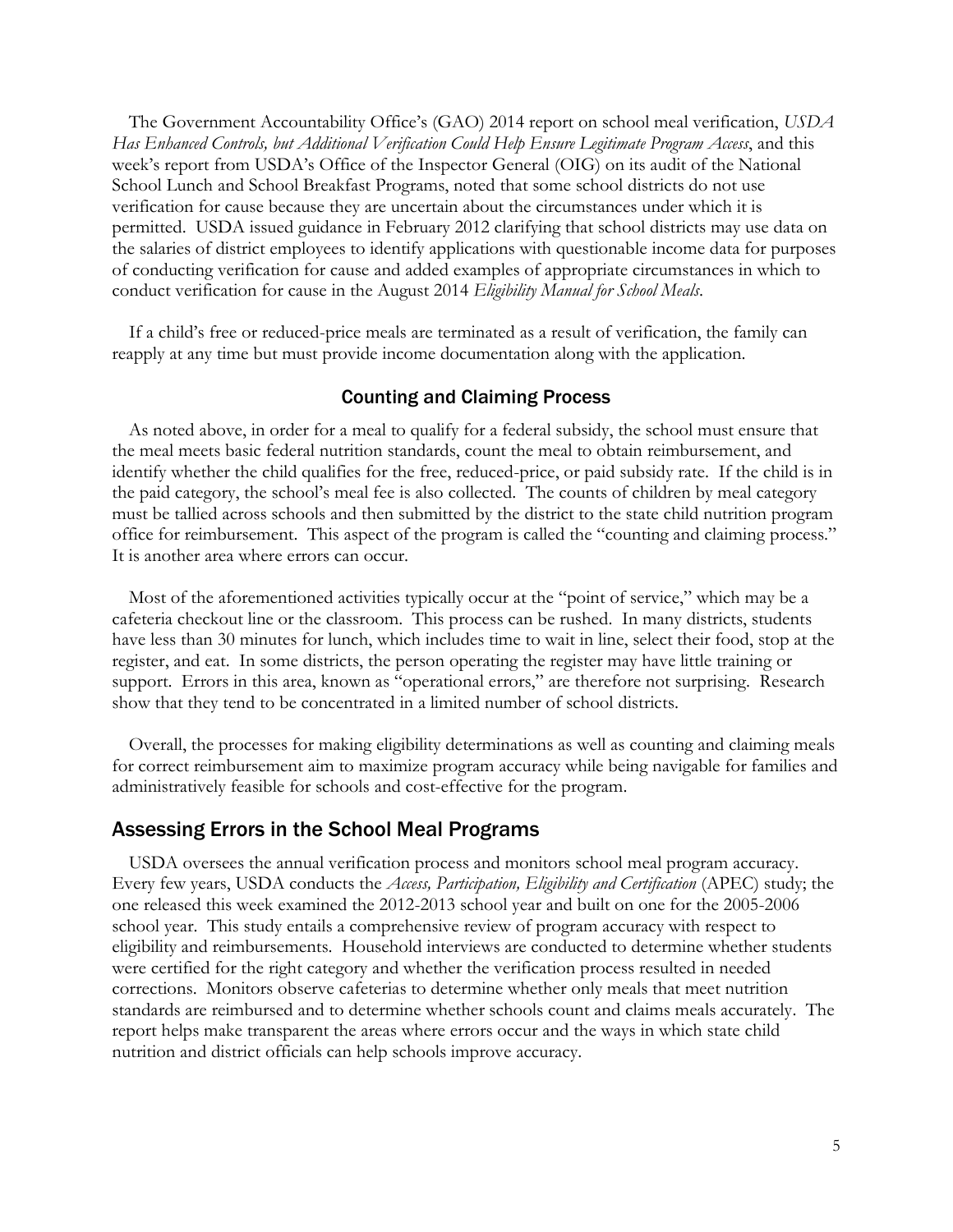The Government Accountability Office's (GAO) 2014 report on school meal verification, *USDA Has Enhanced Controls, but Additional Verification Could Help Ensure Legitimate Program Access*, and this week's report from USDA's Office of the Inspector General (OIG) on its audit of the National School Lunch and School Breakfast Programs, noted that some school districts do not use verification for cause because they are uncertain about the circumstances under which it is permitted. USDA issued guidance in February 2012 clarifying that school districts may use data on the salaries of district employees to identify applications with questionable income data for purposes of conducting verification for cause and added examples of appropriate circumstances in which to conduct verification for cause in the August 2014 *Eligibility Manual for School Meals*.

If a child's free or reduced-price meals are terminated as a result of verification, the family can reapply at any time but must provide income documentation along with the application.

### Counting and Claiming Process

As noted above, in order for a meal to qualify for a federal subsidy, the school must ensure that the meal meets basic federal nutrition standards, count the meal to obtain reimbursement, and identify whether the child qualifies for the free, reduced-price, or paid subsidy rate. If the child is in the paid category, the school's meal fee is also collected. The counts of children by meal category must be tallied across schools and then submitted by the district to the state child nutrition program office for reimbursement. This aspect of the program is called the "counting and claiming process." It is another area where errors can occur.

Most of the aforementioned activities typically occur at the "point of service," which may be a cafeteria checkout line or the classroom. This process can be rushed. In many districts, students have less than 30 minutes for lunch, which includes time to wait in line, select their food, stop at the register, and eat. In some districts, the person operating the register may have little training or support. Errors in this area, known as "operational errors," are therefore not surprising. Research show that they tend to be concentrated in a limited number of school districts.

Overall, the processes for making eligibility determinations as well as counting and claiming meals for correct reimbursement aim to maximize program accuracy while being navigable for families and administratively feasible for schools and cost-effective for the program.

## Assessing Errors in the School Meal Programs

USDA oversees the annual verification process and monitors school meal program accuracy. Every few years, USDA conducts the *Access, Participation, Eligibility and Certification* (APEC) study; the one released this week examined the 2012-2013 school year and built on one for the 2005-2006 school year. This study entails a comprehensive review of program accuracy with respect to eligibility and reimbursements. Household interviews are conducted to determine whether students were certified for the right category and whether the verification process resulted in needed corrections. Monitors observe cafeterias to determine whether only meals that meet nutrition standards are reimbursed and to determine whether schools count and claims meals accurately. The report helps make transparent the areas where errors occur and the ways in which state child nutrition and district officials can help schools improve accuracy.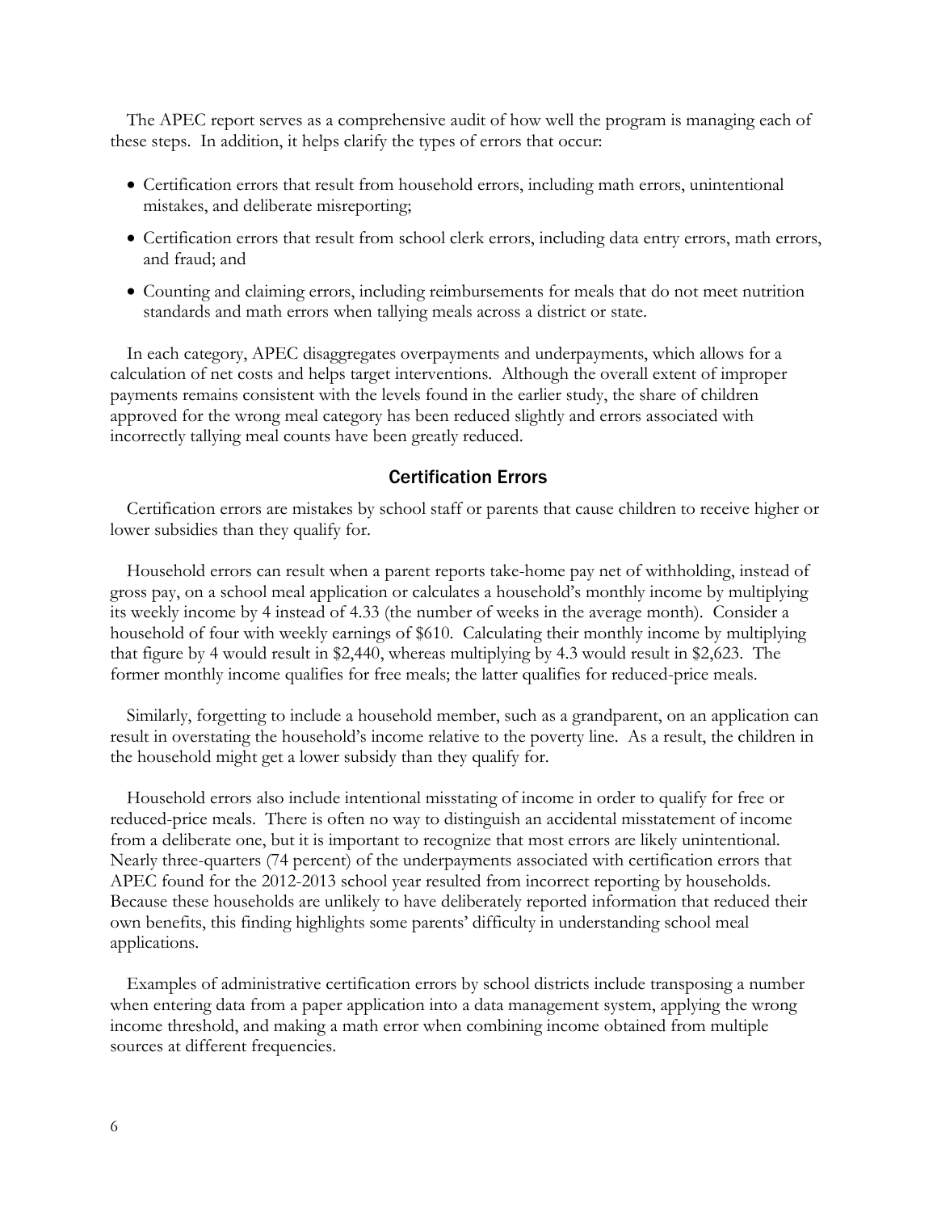The APEC report serves as a comprehensive audit of how well the program is managing each of these steps. In addition, it helps clarify the types of errors that occur:

- Certification errors that result from household errors, including math errors, unintentional mistakes, and deliberate misreporting;
- Certification errors that result from school clerk errors, including data entry errors, math errors, and fraud; and
- Counting and claiming errors, including reimbursements for meals that do not meet nutrition standards and math errors when tallying meals across a district or state.

In each category, APEC disaggregates overpayments and underpayments, which allows for a calculation of net costs and helps target interventions. Although the overall extent of improper payments remains consistent with the levels found in the earlier study, the share of children approved for the wrong meal category has been reduced slightly and errors associated with incorrectly tallying meal counts have been greatly reduced.

## Certification Errors

Certification errors are mistakes by school staff or parents that cause children to receive higher or lower subsidies than they qualify for.

Household errors can result when a parent reports take-home pay net of withholding, instead of gross pay, on a school meal application or calculates a household's monthly income by multiplying its weekly income by 4 instead of 4.33 (the number of weeks in the average month). Consider a household of four with weekly earnings of $610. Calculating their monthly income by multiplying that figure by 4 would result in $2,440, whereas multiplying by 4.3 would result in $2,623. The former monthly income qualifies for free meals; the latter qualifies for reduced-price meals.

Similarly, forgetting to include a household member, such as a grandparent, on an application can result in overstating the household's income relative to the poverty line. As a result, the children in the household might get a lower subsidy than they qualify for.

Household errors also include intentional misstating of income in order to qualify for free or reduced-price meals. There is often no way to distinguish an accidental misstatement of income from a deliberate one, but it is important to recognize that most errors are likely unintentional. Nearly three-quarters (74 percent) of the underpayments associated with certification errors that APEC found for the 2012-2013 school year resulted from incorrect reporting by households. Because these households are unlikely to have deliberately reported information that reduced their own benefits, this finding highlights some parents' difficulty in understanding school meal applications.

Examples of administrative certification errors by school districts include transposing a number when entering data from a paper application into a data management system, applying the wrong income threshold, and making a math error when combining income obtained from multiple sources at different frequencies.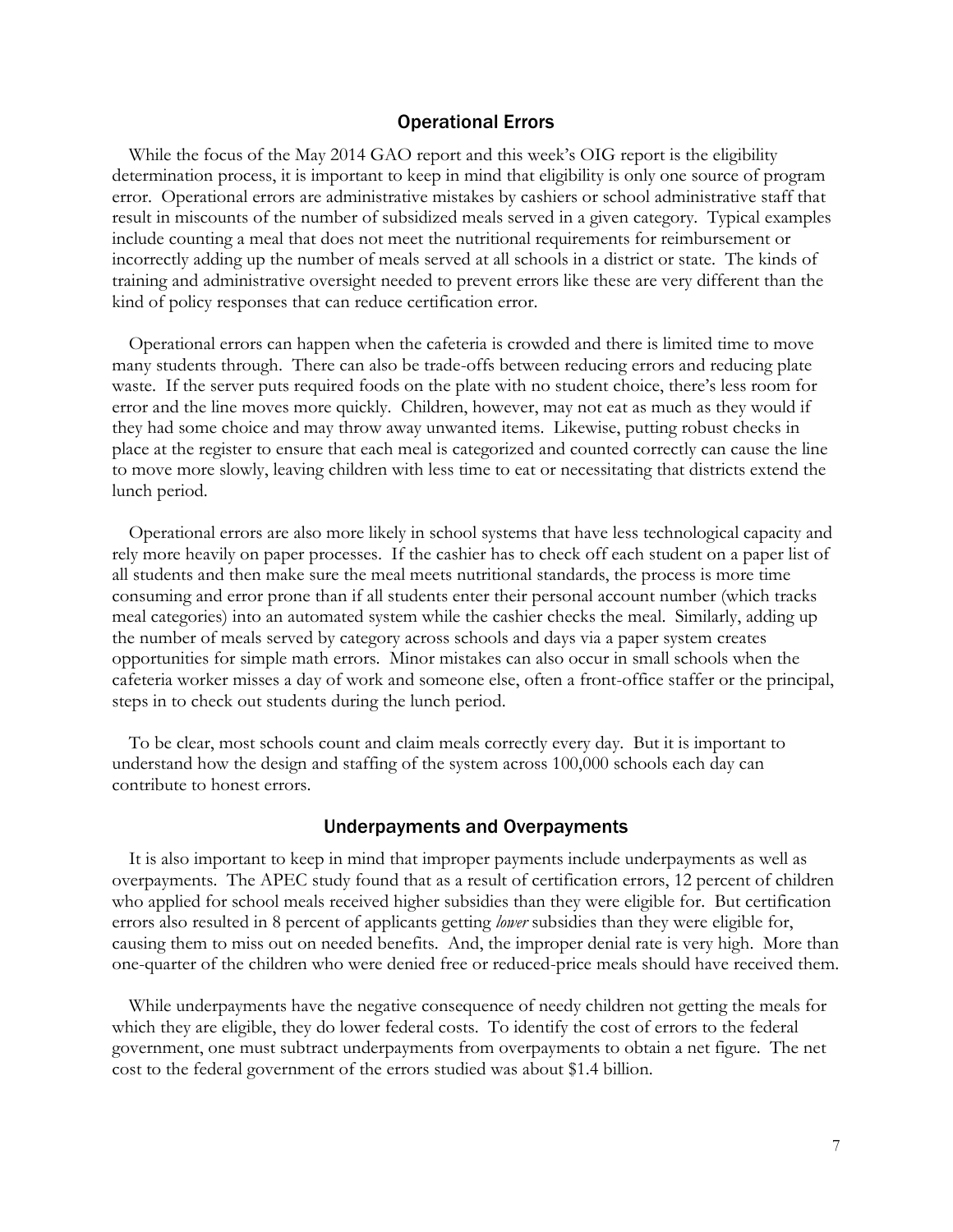## Operational Errors

While the focus of the May 2014 GAO report and this week's OIG report is the eligibility determination process, it is important to keep in mind that eligibility is only one source of program error. Operational errors are administrative mistakes by cashiers or school administrative staff that result in miscounts of the number of subsidized meals served in a given category. Typical examples include counting a meal that does not meet the nutritional requirements for reimbursement or incorrectly adding up the number of meals served at all schools in a district or state. The kinds of training and administrative oversight needed to prevent errors like these are very different than the kind of policy responses that can reduce certification error.

Operational errors can happen when the cafeteria is crowded and there is limited time to move many students through. There can also be trade-offs between reducing errors and reducing plate waste. If the server puts required foods on the plate with no student choice, there's less room for error and the line moves more quickly. Children, however, may not eat as much as they would if they had some choice and may throw away unwanted items. Likewise, putting robust checks in place at the register to ensure that each meal is categorized and counted correctly can cause the line to move more slowly, leaving children with less time to eat or necessitating that districts extend the lunch period.

Operational errors are also more likely in school systems that have less technological capacity and rely more heavily on paper processes. If the cashier has to check off each student on a paper list of all students and then make sure the meal meets nutritional standards, the process is more time consuming and error prone than if all students enter their personal account number (which tracks meal categories) into an automated system while the cashier checks the meal. Similarly, adding up the number of meals served by category across schools and days via a paper system creates opportunities for simple math errors. Minor mistakes can also occur in small schools when the cafeteria worker misses a day of work and someone else, often a front-office staffer or the principal, steps in to check out students during the lunch period.

To be clear, most schools count and claim meals correctly every day. But it is important to understand how the design and staffing of the system across 100,000 schools each day can contribute to honest errors.

## Underpayments and Overpayments

It is also important to keep in mind that improper payments include underpayments as well as overpayments. The APEC study found that as a result of certification errors, 12 percent of children who applied for school meals received higher subsidies than they were eligible for. But certification errors also resulted in 8 percent of applicants getting *lower* subsidies than they were eligible for, causing them to miss out on needed benefits. And, the improper denial rate is very high. More than one-quarter of the children who were denied free or reduced-price meals should have received them.

While underpayments have the negative consequence of needy children not getting the meals for which they are eligible, they do lower federal costs. To identify the cost of errors to the federal government, one must subtract underpayments from overpayments to obtain a net figure. The net cost to the federal government of the errors studied was about $1.4 billion.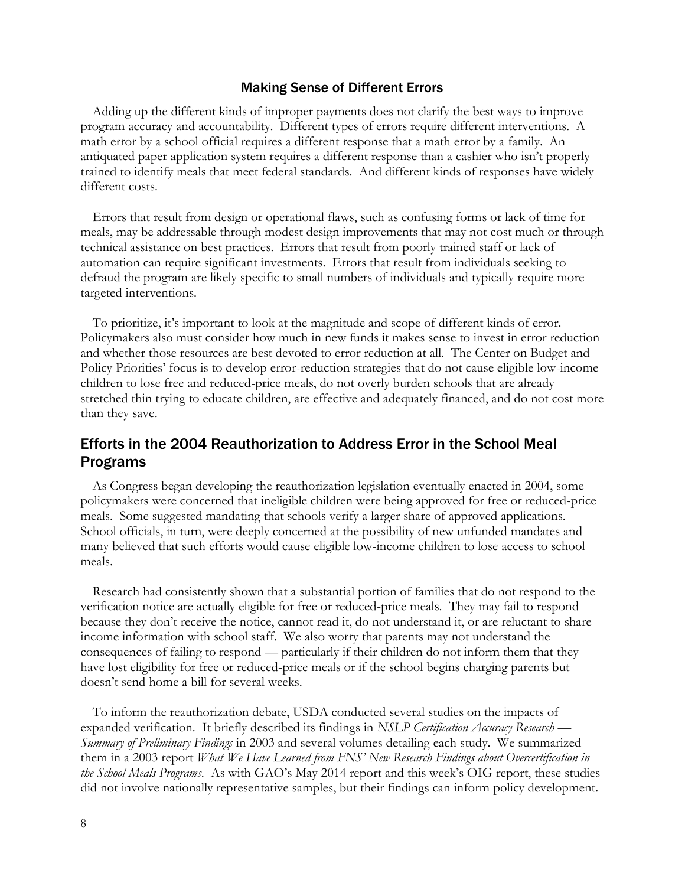### Making Sense of Different Errors

Adding up the different kinds of improper payments does not clarify the best ways to improve program accuracy and accountability. Different types of errors require different interventions. A math error by a school official requires a different response that a math error by a family. An antiquated paper application system requires a different response than a cashier who isn't properly trained to identify meals that meet federal standards. And different kinds of responses have widely different costs.

Errors that result from design or operational flaws, such as confusing forms or lack of time for meals, may be addressable through modest design improvements that may not cost much or through technical assistance on best practices. Errors that result from poorly trained staff or lack of automation can require significant investments. Errors that result from individuals seeking to defraud the program are likely specific to small numbers of individuals and typically require more targeted interventions.

To prioritize, it's important to look at the magnitude and scope of different kinds of error. Policymakers also must consider how much in new funds it makes sense to invest in error reduction and whether those resources are best devoted to error reduction at all. The Center on Budget and Policy Priorities' focus is to develop error-reduction strategies that do not cause eligible low-income children to lose free and reduced-price meals, do not overly burden schools that are already stretched thin trying to educate children, are effective and adequately financed, and do not cost more than they save.

## Efforts in the 2004 Reauthorization to Address Error in the School Meal Programs

As Congress began developing the reauthorization legislation eventually enacted in 2004, some policymakers were concerned that ineligible children were being approved for free or reduced-price meals. Some suggested mandating that schools verify a larger share of approved applications. School officials, in turn, were deeply concerned at the possibility of new unfunded mandates and many believed that such efforts would cause eligible low-income children to lose access to school meals.

Research had consistently shown that a substantial portion of families that do not respond to the verification notice are actually eligible for free or reduced-price meals. They may fail to respond because they don't receive the notice, cannot read it, do not understand it, or are reluctant to share income information with school staff. We also worry that parents may not understand the consequences of failing to respond — particularly if their children do not inform them that they have lost eligibility for free or reduced-price meals or if the school begins charging parents but doesn't send home a bill for several weeks.

To inform the reauthorization debate, USDA conducted several studies on the impacts of expanded verification. It briefly described its findings in *NSLP Certification Accuracy Research — Summary of Preliminary Findings* in 2003 and several volumes detailing each study. We summarized them in a 2003 report *What We Have Learned from FNS' New Research Findings about Overcertification in the School Meals Programs*. As with GAO's May 2014 report and this week's OIG report, these studies did not involve nationally representative samples, but their findings can inform policy development.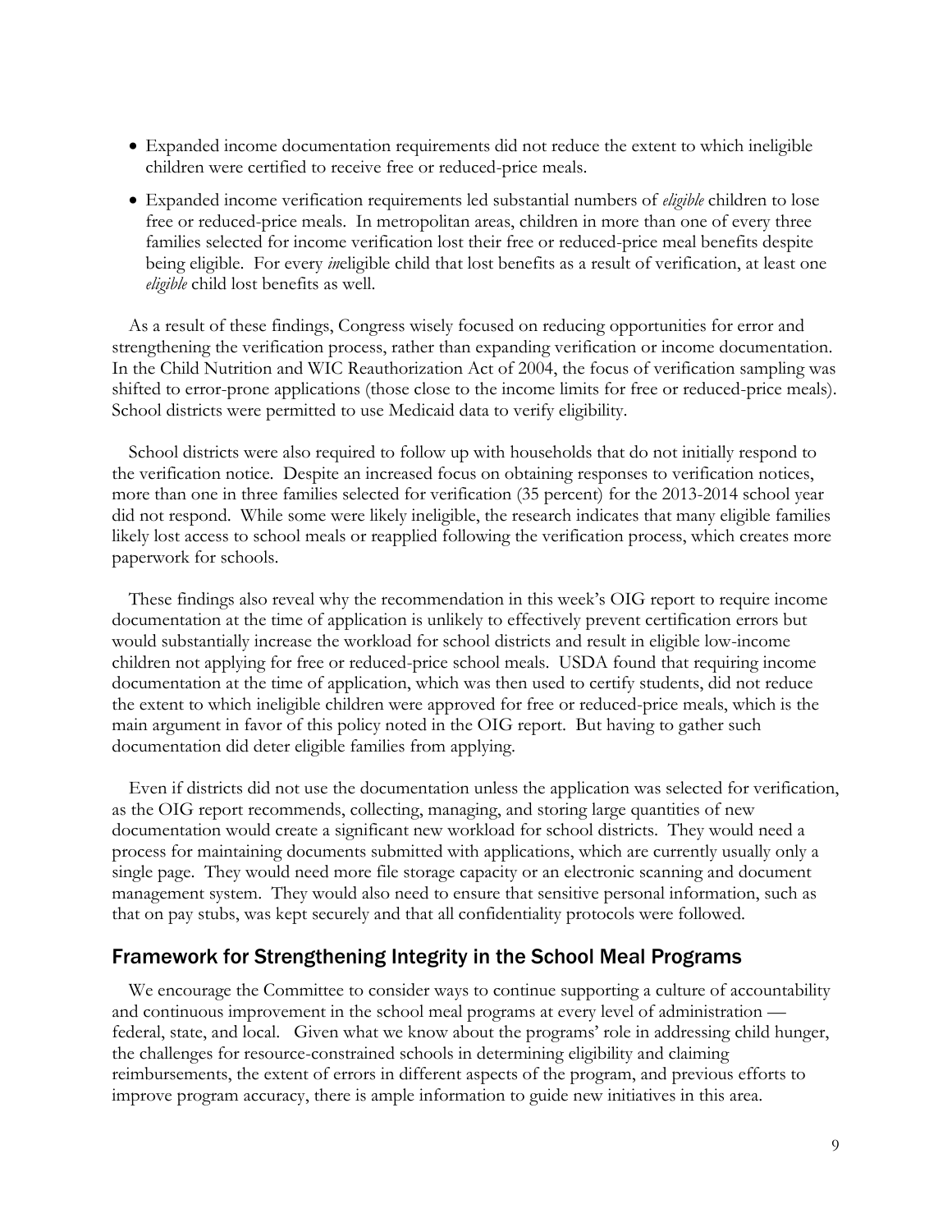- Expanded income documentation requirements did not reduce the extent to which ineligible children were certified to receive free or reduced-price meals.
- Expanded income verification requirements led substantial numbers of *eligible* children to lose free or reduced-price meals. In metropolitan areas, children in more than one of every three families selected for income verification lost their free or reduced-price meal benefits despite being eligible. For every *in*eligible child that lost benefits as a result of verification, at least one *eligible* child lost benefits as well.

As a result of these findings, Congress wisely focused on reducing opportunities for error and strengthening the verification process, rather than expanding verification or income documentation. In the Child Nutrition and WIC Reauthorization Act of 2004, the focus of verification sampling was shifted to error-prone applications (those close to the income limits for free or reduced-price meals). School districts were permitted to use Medicaid data to verify eligibility.

School districts were also required to follow up with households that do not initially respond to the verification notice. Despite an increased focus on obtaining responses to verification notices, more than one in three families selected for verification (35 percent) for the 2013-2014 school year did not respond. While some were likely ineligible, the research indicates that many eligible families likely lost access to school meals or reapplied following the verification process, which creates more paperwork for schools.

These findings also reveal why the recommendation in this week's OIG report to require income documentation at the time of application is unlikely to effectively prevent certification errors but would substantially increase the workload for school districts and result in eligible low-income children not applying for free or reduced-price school meals. USDA found that requiring income documentation at the time of application, which was then used to certify students, did not reduce the extent to which ineligible children were approved for free or reduced-price meals, which is the main argument in favor of this policy noted in the OIG report. But having to gather such documentation did deter eligible families from applying.

Even if districts did not use the documentation unless the application was selected for verification, as the OIG report recommends, collecting, managing, and storing large quantities of new documentation would create a significant new workload for school districts. They would need a process for maintaining documents submitted with applications, which are currently usually only a single page. They would need more file storage capacity or an electronic scanning and document management system. They would also need to ensure that sensitive personal information, such as that on pay stubs, was kept securely and that all confidentiality protocols were followed.

## Framework for Strengthening Integrity in the School Meal Programs

We encourage the Committee to consider ways to continue supporting a culture of accountability and continuous improvement in the school meal programs at every level of administration — federal, state, and local. Given what we know about the programs' role in addressing child hunger, the challenges for resource-constrained schools in determining eligibility and claiming reimbursements, the extent of errors in different aspects of the program, and previous efforts to improve program accuracy, there is ample information to guide new initiatives in this area.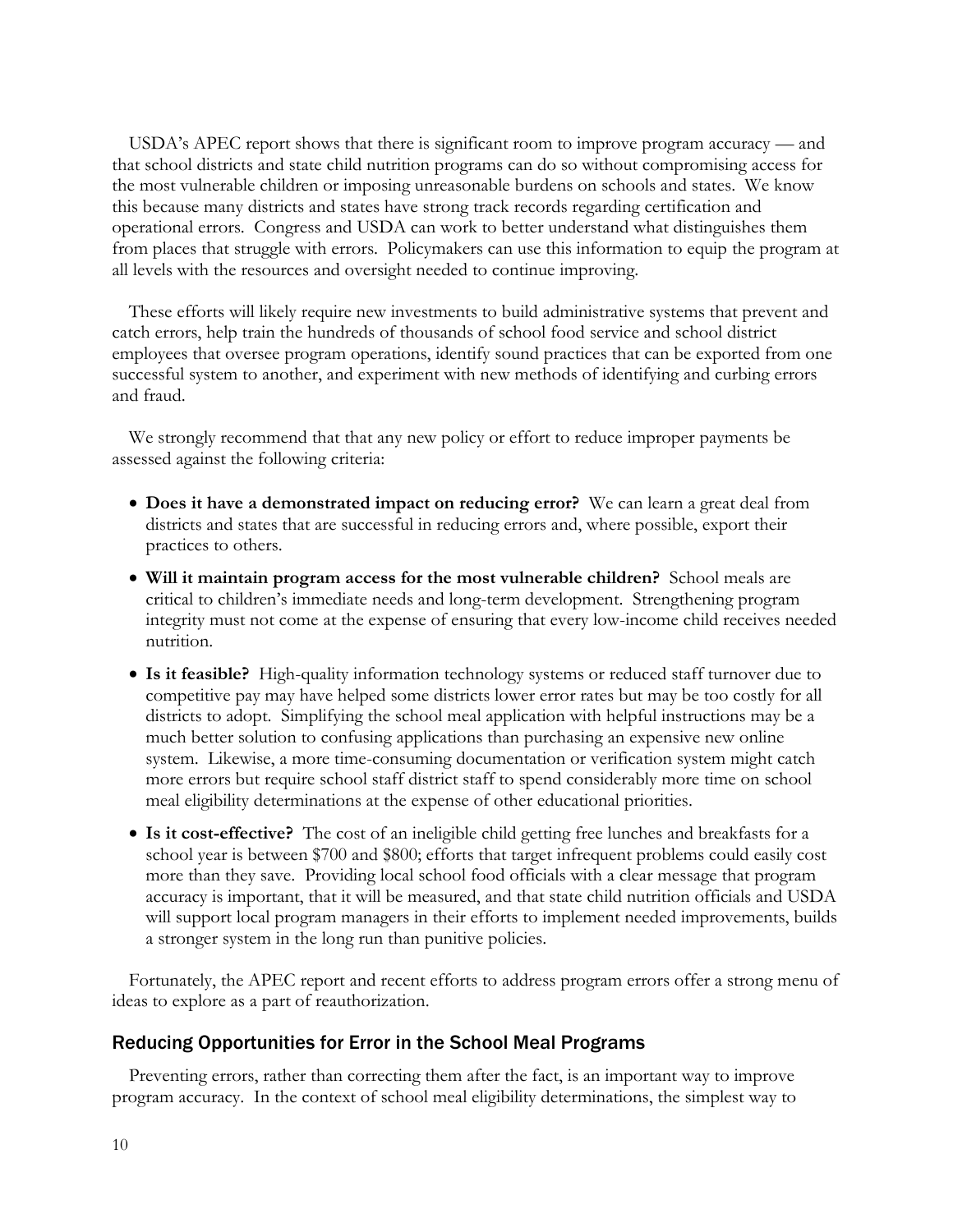USDA's APEC report shows that there is significant room to improve program accuracy — and that school districts and state child nutrition programs can do so without compromising access for the most vulnerable children or imposing unreasonable burdens on schools and states. We know this because many districts and states have strong track records regarding certification and operational errors. Congress and USDA can work to better understand what distinguishes them from places that struggle with errors. Policymakers can use this information to equip the program at all levels with the resources and oversight needed to continue improving.

These efforts will likely require new investments to build administrative systems that prevent and catch errors, help train the hundreds of thousands of school food service and school district employees that oversee program operations, identify sound practices that can be exported from one successful system to another, and experiment with new methods of identifying and curbing errors and fraud.

We strongly recommend that that any new policy or effort to reduce improper payments be assessed against the following criteria:

- **Does it have a demonstrated impact on reducing error?** We can learn a great deal from districts and states that are successful in reducing errors and, where possible, export their practices to others.
- **Will it maintain program access for the most vulnerable children?** School meals are critical to children's immediate needs and long-term development. Strengthening program integrity must not come at the expense of ensuring that every low-income child receives needed nutrition.
- **Is it feasible?** High-quality information technology systems or reduced staff turnover due to competitive pay may have helped some districts lower error rates but may be too costly for all districts to adopt. Simplifying the school meal application with helpful instructions may be a much better solution to confusing applications than purchasing an expensive new online system. Likewise, a more time-consuming documentation or verification system might catch more errors but require school staff district staff to spend considerably more time on school meal eligibility determinations at the expense of other educational priorities.
- **Is it cost-effective?** The cost of an ineligible child getting free lunches and breakfasts for a school year is between $700 and $800; efforts that target infrequent problems could easily cost more than they save. Providing local school food officials with a clear message that program accuracy is important, that it will be measured, and that state child nutrition officials and USDA will support local program managers in their efforts to implement needed improvements, builds a stronger system in the long run than punitive policies.

Fortunately, the APEC report and recent efforts to address program errors offer a strong menu of ideas to explore as a part of reauthorization.

## Reducing Opportunities for Error in the School Meal Programs

Preventing errors, rather than correcting them after the fact, is an important way to improve program accuracy. In the context of school meal eligibility determinations, the simplest way to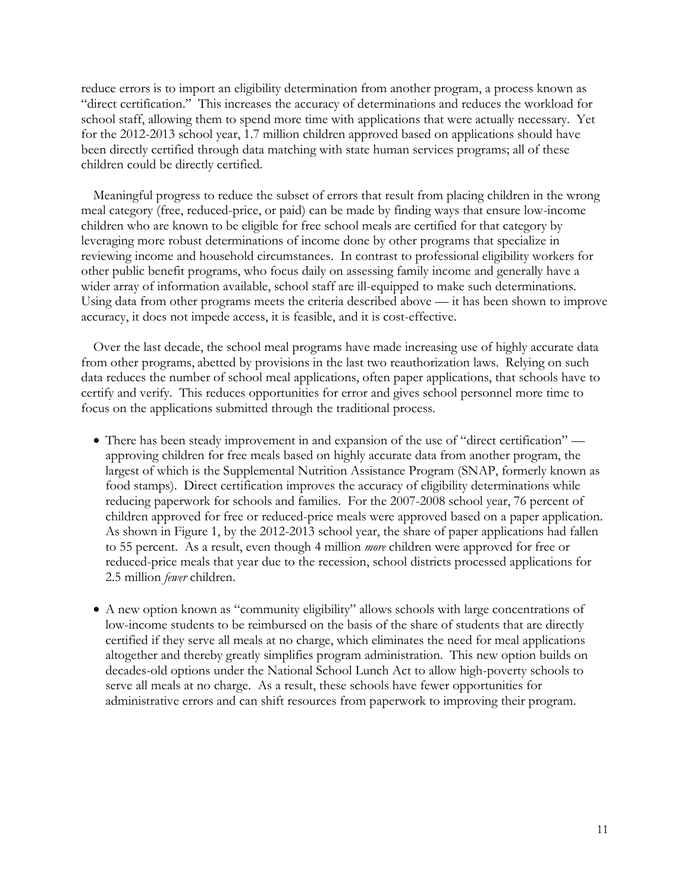reduce errors is to import an eligibility determination from another program, a process known as "direct certification." This increases the accuracy of determinations and reduces the workload for school staff, allowing them to spend more time with applications that were actually necessary. Yet for the 2012-2013 school year, 1.7 million children approved based on applications should have been directly certified through data matching with state human services programs; all of these children could be directly certified.

Meaningful progress to reduce the subset of errors that result from placing children in the wrong meal category (free, reduced-price, or paid) can be made by finding ways that ensure low-income children who are known to be eligible for free school meals are certified for that category by leveraging more robust determinations of income done by other programs that specialize in reviewing income and household circumstances. In contrast to professional eligibility workers for other public benefit programs, who focus daily on assessing family income and generally have a wider array of information available, school staff are ill-equipped to make such determinations. Using data from other programs meets the criteria described above — it has been shown to improve accuracy, it does not impede access, it is feasible, and it is cost-effective.

Over the last decade, the school meal programs have made increasing use of highly accurate data from other programs, abetted by provisions in the last two reauthorization laws. Relying on such data reduces the number of school meal applications, often paper applications, that schools have to certify and verify. This reduces opportunities for error and gives school personnel more time to focus on the applications submitted through the traditional process.

- There has been steady improvement in and expansion of the use of "direct certification" — approving children for free meals based on highly accurate data from another program, the largest of which is the Supplemental Nutrition Assistance Program (SNAP, formerly known as food stamps). Direct certification improves the accuracy of eligibility determinations while reducing paperwork for schools and families. For the 2007-2008 school year, 76 percent of children approved for free or reduced-price meals were approved based on a paper application. As shown in Figure 1, by the 2012-2013 school year, the share of paper applications had fallen to 55 percent. As a result, even though 4 million *more* children were approved for free or reduced-price meals that year due to the recession, school districts processed applications for 2.5 million *fewer* children.

- A new option known as "community eligibility" allows schools with large concentrations of low-income students to be reimbursed on the basis of the share of students that are directly certified if they serve all meals at no charge, which eliminates the need for meal applications altogether and thereby greatly simplifies program administration. This new option builds on decades-old options under the National School Lunch Act to allow high-poverty schools to serve all meals at no charge. As a result, these schools have fewer opportunities for administrative errors and can shift resources from paperwork to improving their program.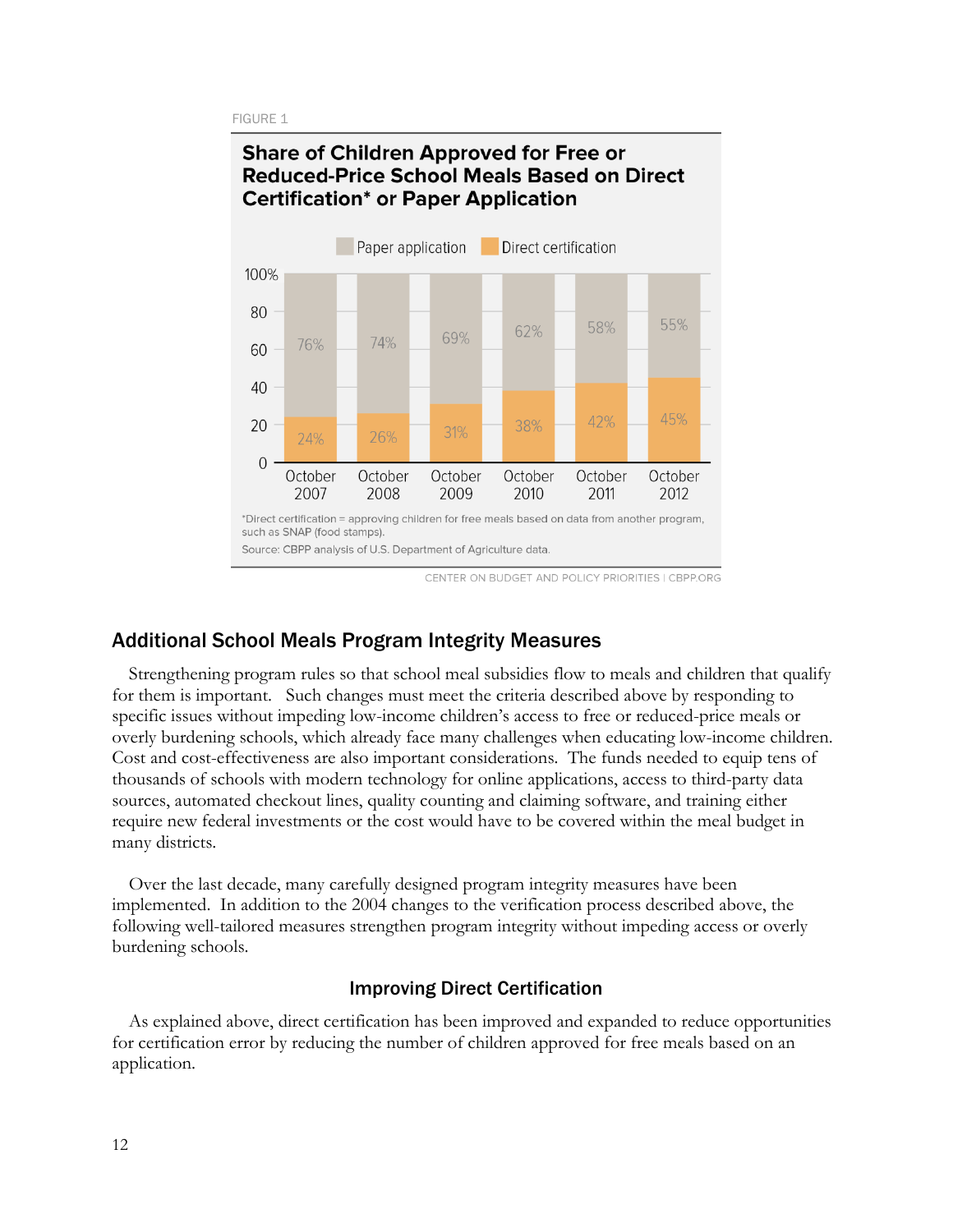FIGURE 1

**Share of Children Approved for Free or Reduced-Price School Meals Based on Direct Certification* or Paper Application**

| | October 2007 | October 2008 | October 2009 | October 2010 | October 2011 | October 2012 |
|---|---|---|---|---|---|---|
| Paper application | 76% | 74% | 69% | 62% | 58% | 55% |
| Direct certification | 24% | 26% | 31% | 38% | 42% | 45% |

*Direct certification = approving children for free meals based on data from another program, such as SNAP (food stamps).

Source: CBPP analysis of U.S. Department of Agriculture data.

CENTER ON BUDGET AND POLICY PRIORITIES | CBPP.ORG

## Additional School Meals Program Integrity Measures

Strengthening program rules so that school meal subsidies flow to meals and children that qualify for them is important. Such changes must meet the criteria described above by responding to specific issues without impeding low-income children's access to free or reduced-price meals or overly burdening schools, which already face many challenges when educating low-income children. Cost and cost-effectiveness are also important considerations. The funds needed to equip tens of thousands of schools with modern technology for online applications, access to third-party data sources, automated checkout lines, quality counting and claiming software, and training either require new federal investments or the cost would have to be covered within the meal budget in many districts.

Over the last decade, many carefully designed program integrity measures have been implemented. In addition to the 2004 changes to the verification process described above, the following well-tailored measures strengthen program integrity without impeding access or overly burdening schools.

### Improving Direct Certification

As explained above, direct certification has been improved and expanded to reduce opportunities for certification error by reducing the number of children approved for free meals based on an application.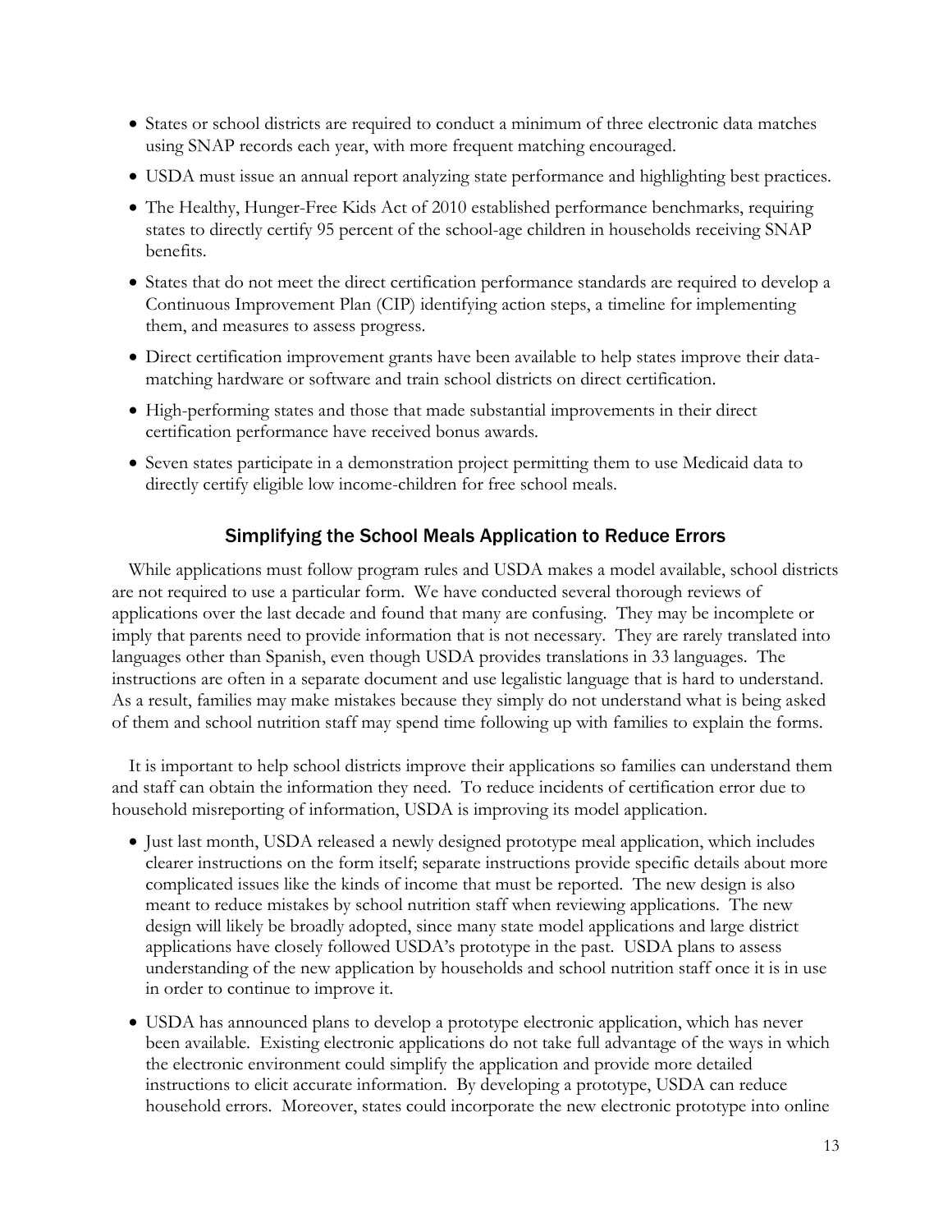- States or school districts are required to conduct a minimum of three electronic data matches using SNAP records each year, with more frequent matching encouraged.
- USDA must issue an annual report analyzing state performance and highlighting best practices.
- The Healthy, Hunger-Free Kids Act of 2010 established performance benchmarks, requiring states to directly certify 95 percent of the school-age children in households receiving SNAP benefits.
- States that do not meet the direct certification performance standards are required to develop a Continuous Improvement Plan (CIP) identifying action steps, a timeline for implementing them, and measures to assess progress.
- Direct certification improvement grants have been available to help states improve their data-matching hardware or software and train school districts on direct certification.
- High-performing states and those that made substantial improvements in their direct certification performance have received bonus awards.
- Seven states participate in a demonstration project permitting them to use Medicaid data to directly certify eligible low income-children for free school meals.

### Simplifying the School Meals Application to Reduce Errors

While applications must follow program rules and USDA makes a model available, school districts are not required to use a particular form. We have conducted several thorough reviews of applications over the last decade and found that many are confusing. They may be incomplete or imply that parents need to provide information that is not necessary. They are rarely translated into languages other than Spanish, even though USDA provides translations in 33 languages. The instructions are often in a separate document and use legalistic language that is hard to understand. As a result, families may make mistakes because they simply do not understand what is being asked of them and school nutrition staff may spend time following up with families to explain the forms.

It is important to help school districts improve their applications so families can understand them and staff can obtain the information they need. To reduce incidents of certification error due to household misreporting of information, USDA is improving its model application.

- Just last month, USDA released a newly designed prototype meal application, which includes clearer instructions on the form itself; separate instructions provide specific details about more complicated issues like the kinds of income that must be reported. The new design is also meant to reduce mistakes by school nutrition staff when reviewing applications. The new design will likely be broadly adopted, since many state model applications and large district applications have closely followed USDA's prototype in the past. USDA plans to assess understanding of the new application by households and school nutrition staff once it is in use in order to continue to improve it.
- USDA has announced plans to develop a prototype electronic application, which has never been available. Existing electronic applications do not take full advantage of the ways in which the electronic environment could simplify the application and provide more detailed instructions to elicit accurate information. By developing a prototype, USDA can reduce household errors. Moreover, states could incorporate the new electronic prototype into online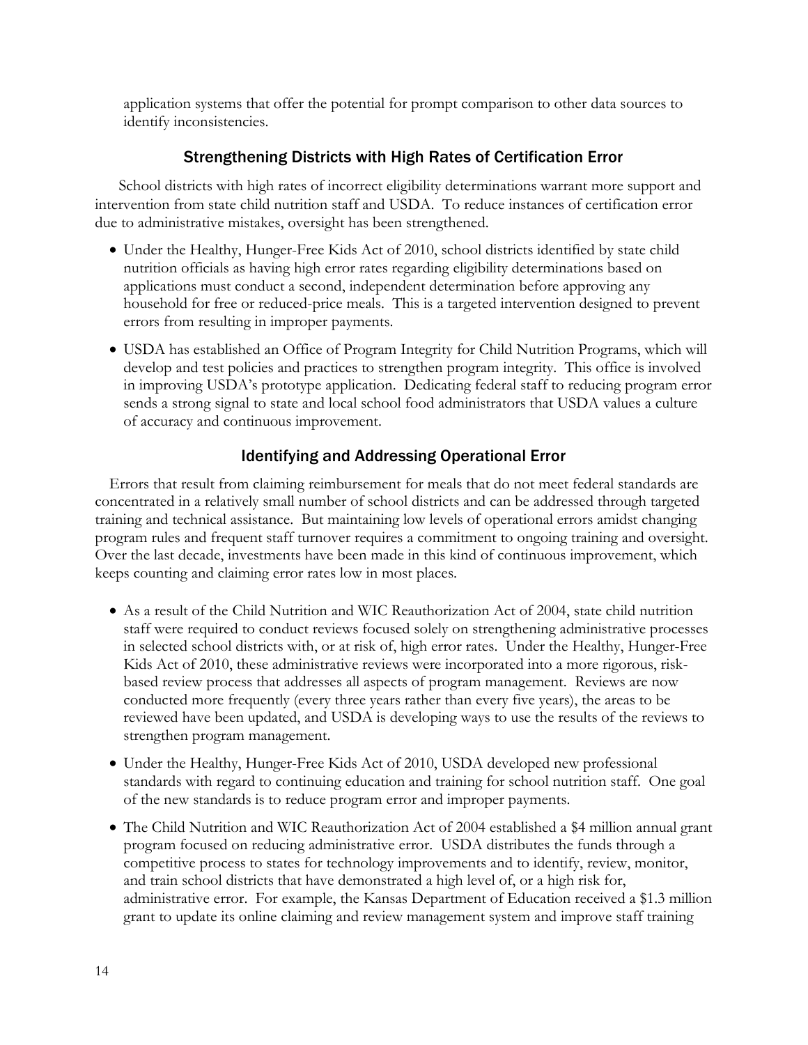application systems that offer the potential for prompt comparison to other data sources to identify inconsistencies.

## Strengthening Districts with High Rates of Certification Error

School districts with high rates of incorrect eligibility determinations warrant more support and intervention from state child nutrition staff and USDA. To reduce instances of certification error due to administrative mistakes, oversight has been strengthened.

- Under the Healthy, Hunger-Free Kids Act of 2010, school districts identified by state child nutrition officials as having high error rates regarding eligibility determinations based on applications must conduct a second, independent determination before approving any household for free or reduced-price meals. This is a targeted intervention designed to prevent errors from resulting in improper payments.
- USDA has established an Office of Program Integrity for Child Nutrition Programs, which will develop and test policies and practices to strengthen program integrity. This office is involved in improving USDA's prototype application. Dedicating federal staff to reducing program error sends a strong signal to state and local school food administrators that USDA values a culture of accuracy and continuous improvement.

## Identifying and Addressing Operational Error

Errors that result from claiming reimbursement for meals that do not meet federal standards are concentrated in a relatively small number of school districts and can be addressed through targeted training and technical assistance. But maintaining low levels of operational errors amidst changing program rules and frequent staff turnover requires a commitment to ongoing training and oversight. Over the last decade, investments have been made in this kind of continuous improvement, which keeps counting and claiming error rates low in most places.

- As a result of the Child Nutrition and WIC Reauthorization Act of 2004, state child nutrition staff were required to conduct reviews focused solely on strengthening administrative processes in selected school districts with, or at risk of, high error rates. Under the Healthy, Hunger-Free Kids Act of 2010, these administrative reviews were incorporated into a more rigorous, risk-based review process that addresses all aspects of program management. Reviews are now conducted more frequently (every three years rather than every five years), the areas to be reviewed have been updated, and USDA is developing ways to use the results of the reviews to strengthen program management.
- Under the Healthy, Hunger-Free Kids Act of 2010, USDA developed new professional standards with regard to continuing education and training for school nutrition staff. One goal of the new standards is to reduce program error and improper payments.
- The Child Nutrition and WIC Reauthorization Act of 2004 established a $4 million annual grant program focused on reducing administrative error. USDA distributes the funds through a competitive process to states for technology improvements and to identify, review, monitor, and train school districts that have demonstrated a high level of, or a high risk for, administrative error. For example, the Kansas Department of Education received a $1.3 million grant to update its online claiming and review management system and improve staff training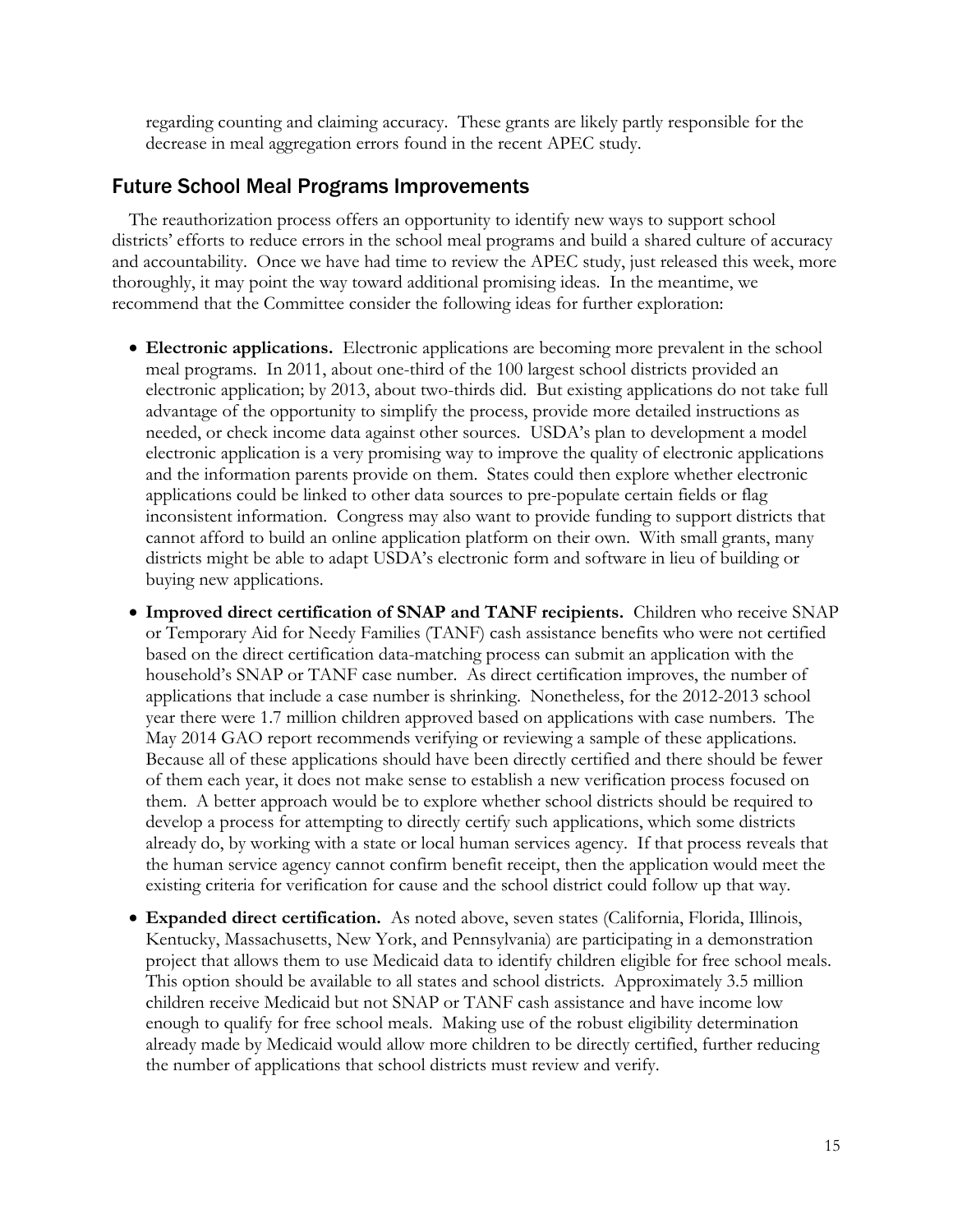regarding counting and claiming accuracy. These grants are likely partly responsible for the decrease in meal aggregation errors found in the recent APEC study.

## Future School Meal Programs Improvements

The reauthorization process offers an opportunity to identify new ways to support school districts' efforts to reduce errors in the school meal programs and build a shared culture of accuracy and accountability. Once we have had time to review the APEC study, just released this week, more thoroughly, it may point the way toward additional promising ideas. In the meantime, we recommend that the Committee consider the following ideas for further exploration:

- **Electronic applications.** Electronic applications are becoming more prevalent in the school meal programs. In 2011, about one-third of the 100 largest school districts provided an electronic application; by 2013, about two-thirds did. But existing applications do not take full advantage of the opportunity to simplify the process, provide more detailed instructions as needed, or check income data against other sources. USDA's plan to development a model electronic application is a very promising way to improve the quality of electronic applications and the information parents provide on them. States could then explore whether electronic applications could be linked to other data sources to pre-populate certain fields or flag inconsistent information. Congress may also want to provide funding to support districts that cannot afford to build an online application platform on their own. With small grants, many districts might be able to adapt USDA's electronic form and software in lieu of building or buying new applications.
- **Improved direct certification of SNAP and TANF recipients.** Children who receive SNAP or Temporary Aid for Needy Families (TANF) cash assistance benefits who were not certified based on the direct certification data-matching process can submit an application with the household's SNAP or TANF case number. As direct certification improves, the number of applications that include a case number is shrinking. Nonetheless, for the 2012-2013 school year there were 1.7 million children approved based on applications with case numbers. The May 2014 GAO report recommends verifying or reviewing a sample of these applications. Because all of these applications should have been directly certified and there should be fewer of them each year, it does not make sense to establish a new verification process focused on them. A better approach would be to explore whether school districts should be required to develop a process for attempting to directly certify such applications, which some districts already do, by working with a state or local human services agency. If that process reveals that the human service agency cannot confirm benefit receipt, then the application would meet the existing criteria for verification for cause and the school district could follow up that way.
- **Expanded direct certification.** As noted above, seven states (California, Florida, Illinois, Kentucky, Massachusetts, New York, and Pennsylvania) are participating in a demonstration project that allows them to use Medicaid data to identify children eligible for free school meals. This option should be available to all states and school districts. Approximately 3.5 million children receive Medicaid but not SNAP or TANF cash assistance and have income low enough to qualify for free school meals. Making use of the robust eligibility determination already made by Medicaid would allow more children to be directly certified, further reducing the number of applications that school districts must review and verify.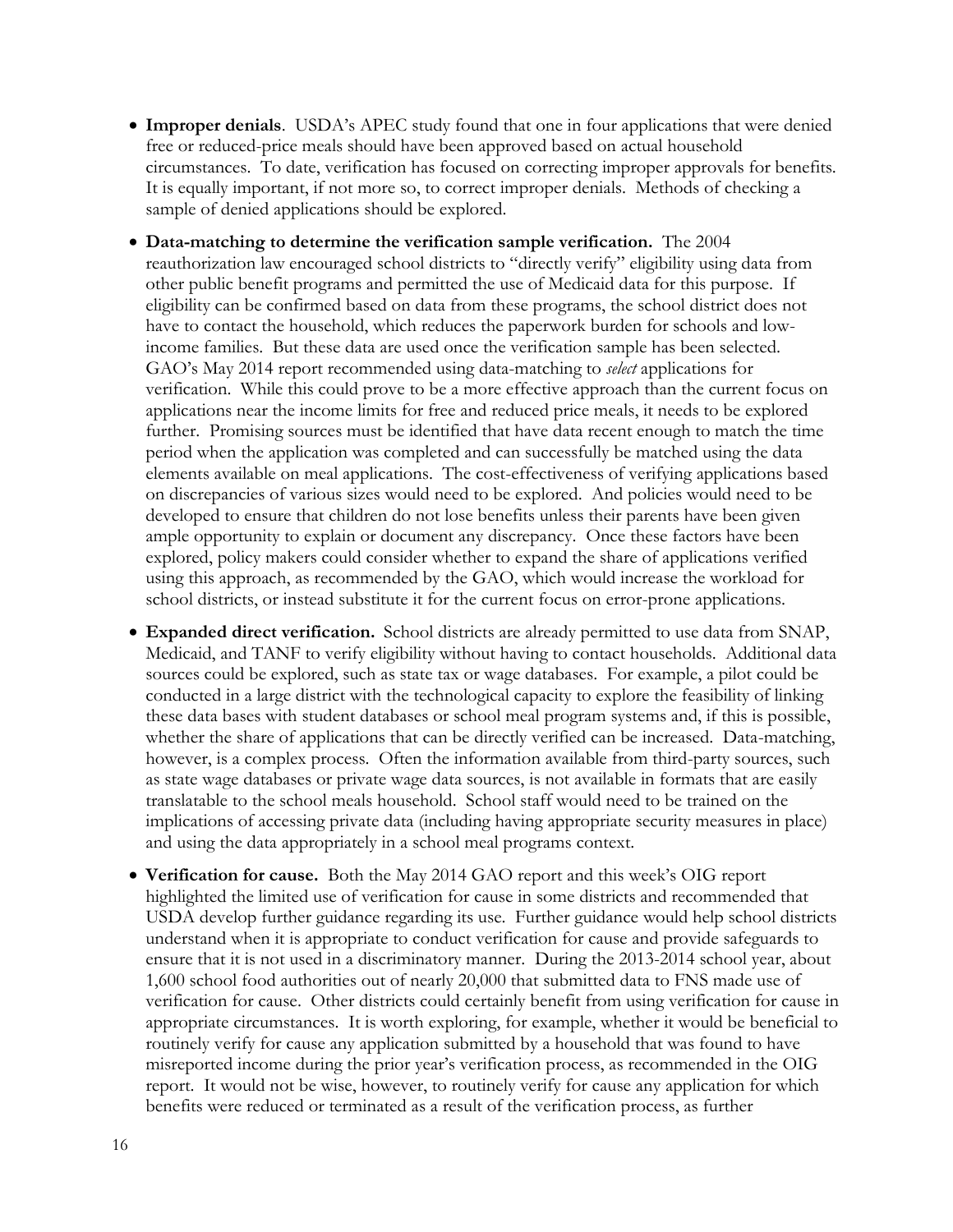- **Improper denials**. USDA's APEC study found that one in four applications that were denied free or reduced-price meals should have been approved based on actual household circumstances. To date, verification has focused on correcting improper approvals for benefits. It is equally important, if not more so, to correct improper denials. Methods of checking a sample of denied applications should be explored.

- **Data-matching to determine the verification sample verification.** The 2004 reauthorization law encouraged school districts to "directly verify" eligibility using data from other public benefit programs and permitted the use of Medicaid data for this purpose. If eligibility can be confirmed based on data from these programs, the school district does not have to contact the household, which reduces the paperwork burden for schools and low-income families. But these data are used once the verification sample has been selected. GAO's May 2014 report recommended using data-matching to *select* applications for verification. While this could prove to be a more effective approach than the current focus on applications near the income limits for free and reduced price meals, it needs to be explored further. Promising sources must be identified that have data recent enough to match the time period when the application was completed and can successfully be matched using the data elements available on meal applications. The cost-effectiveness of verifying applications based on discrepancies of various sizes would need to be explored. And policies would need to be developed to ensure that children do not lose benefits unless their parents have been given ample opportunity to explain or document any discrepancy. Once these factors have been explored, policy makers could consider whether to expand the share of applications verified using this approach, as recommended by the GAO, which would increase the workload for school districts, or instead substitute it for the current focus on error-prone applications.

- **Expanded direct verification.** School districts are already permitted to use data from SNAP, Medicaid, and TANF to verify eligibility without having to contact households. Additional data sources could be explored, such as state tax or wage databases. For example, a pilot could be conducted in a large district with the technological capacity to explore the feasibility of linking these data bases with student databases or school meal program systems and, if this is possible, whether the share of applications that can be directly verified can be increased. Data-matching, however, is a complex process. Often the information available from third-party sources, such as state wage databases or private wage data sources, is not available in formats that are easily translatable to the school meals household. School staff would need to be trained on the implications of accessing private data (including having appropriate security measures in place) and using the data appropriately in a school meal programs context.

- **Verification for cause.** Both the May 2014 GAO report and this week's OIG report highlighted the limited use of verification for cause in some districts and recommended that USDA develop further guidance regarding its use. Further guidance would help school districts understand when it is appropriate to conduct verification for cause and provide safeguards to ensure that it is not used in a discriminatory manner. During the 2013-2014 school year, about 1,600 school food authorities out of nearly 20,000 that submitted data to FNS made use of verification for cause. Other districts could certainly benefit from using verification for cause in appropriate circumstances. It is worth exploring, for example, whether it would be beneficial to routinely verify for cause any application submitted by a household that was found to have misreported income during the prior year's verification process, as recommended in the OIG report. It would not be wise, however, to routinely verify for cause any application for which benefits were reduced or terminated as a result of the verification process, as further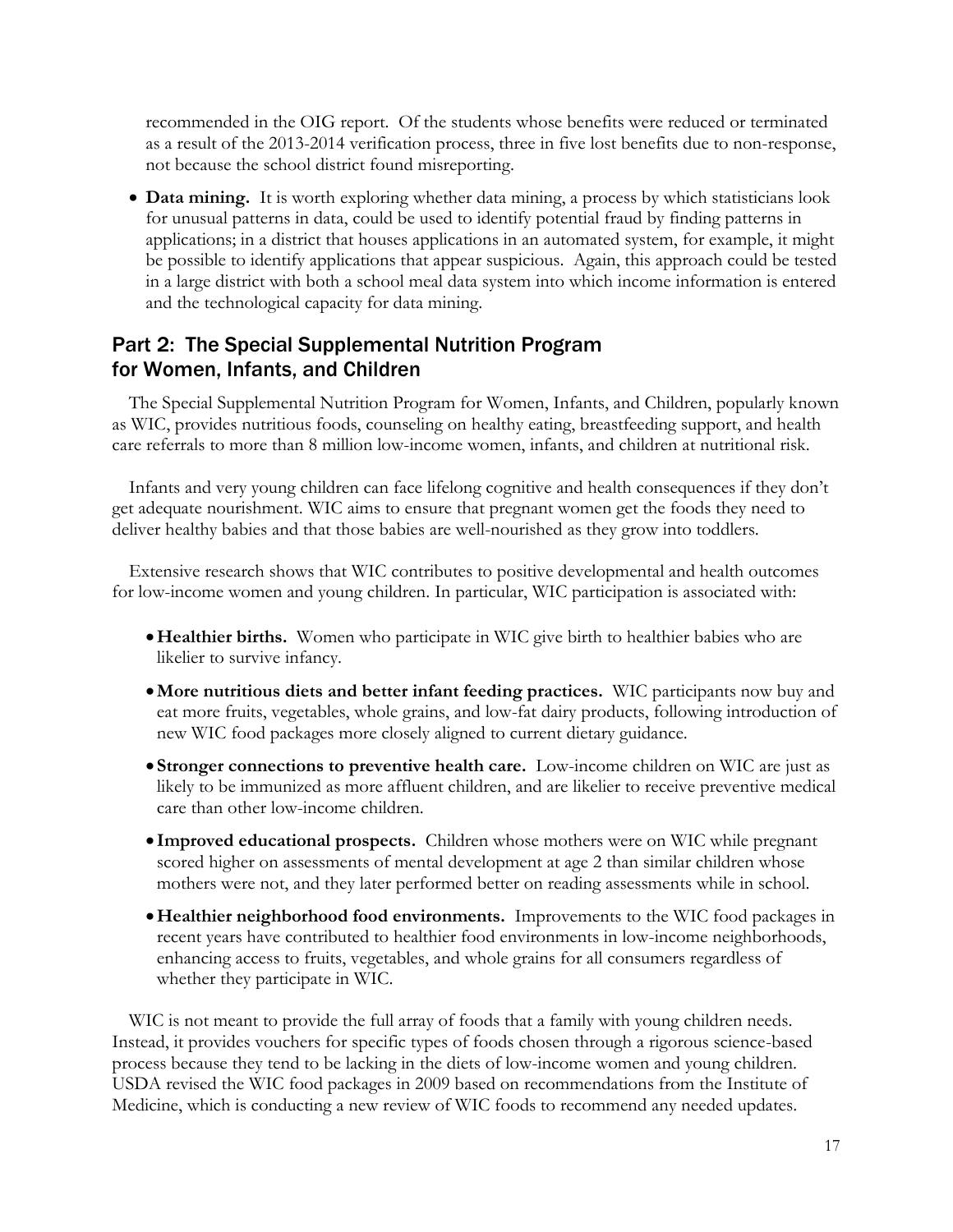recommended in the OIG report. Of the students whose benefits were reduced or terminated as a result of the 2013-2014 verification process, three in five lost benefits due to non-response, not because the school district found misreporting.

- **Data mining.** It is worth exploring whether data mining, a process by which statisticians look for unusual patterns in data, could be used to identify potential fraud by finding patterns in applications; in a district that houses applications in an automated system, for example, it might be possible to identify applications that appear suspicious. Again, this approach could be tested in a large district with both a school meal data system into which income information is entered and the technological capacity for data mining.

## Part 2: The Special Supplemental Nutrition Program for Women, Infants, and Children

The Special Supplemental Nutrition Program for Women, Infants, and Children, popularly known as WIC, provides nutritious foods, counseling on healthy eating, breastfeeding support, and health care referrals to more than 8 million low-income women, infants, and children at nutritional risk.

Infants and very young children can face lifelong cognitive and health consequences if they don't get adequate nourishment. WIC aims to ensure that pregnant women get the foods they need to deliver healthy babies and that those babies are well-nourished as they grow into toddlers.

Extensive research shows that WIC contributes to positive developmental and health outcomes for low-income women and young children. In particular, WIC participation is associated with:

- **Healthier births.** Women who participate in WIC give birth to healthier babies who are likelier to survive infancy.
- **More nutritious diets and better infant feeding practices.** WIC participants now buy and eat more fruits, vegetables, whole grains, and low-fat dairy products, following introduction of new WIC food packages more closely aligned to current dietary guidance.
- **Stronger connections to preventive health care.** Low-income children on WIC are just as likely to be immunized as more affluent children, and are likelier to receive preventive medical care than other low-income children.
- **Improved educational prospects.** Children whose mothers were on WIC while pregnant scored higher on assessments of mental development at age 2 than similar children whose mothers were not, and they later performed better on reading assessments while in school.
- **Healthier neighborhood food environments.** Improvements to the WIC food packages in recent years have contributed to healthier food environments in low-income neighborhoods, enhancing access to fruits, vegetables, and whole grains for all consumers regardless of whether they participate in WIC.

WIC is not meant to provide the full array of foods that a family with young children needs. Instead, it provides vouchers for specific types of foods chosen through a rigorous science-based process because they tend to be lacking in the diets of low-income women and young children. USDA revised the WIC food packages in 2009 based on recommendations from the Institute of Medicine, which is conducting a new review of WIC foods to recommend any needed updates.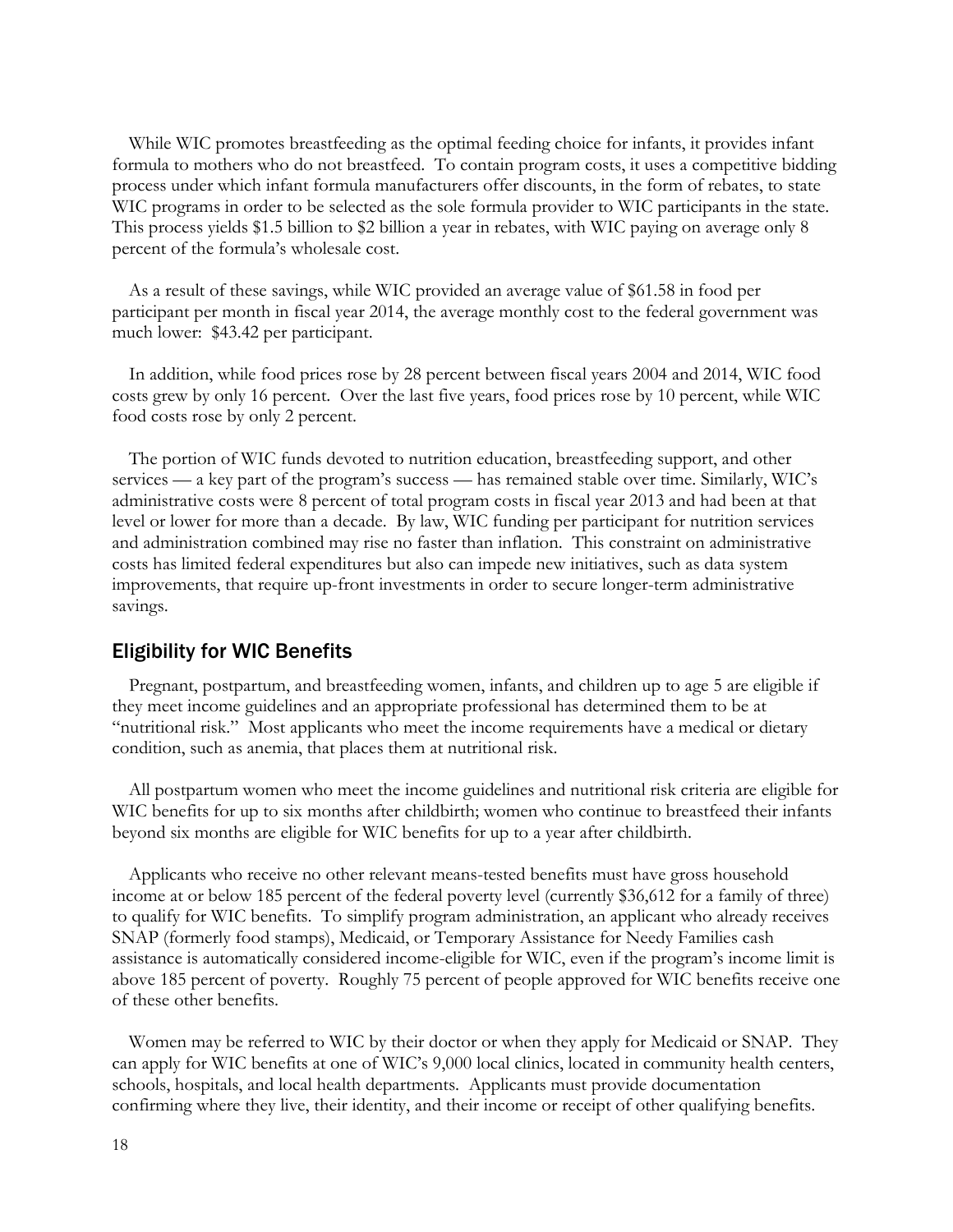While WIC promotes breastfeeding as the optimal feeding choice for infants, it provides infant formula to mothers who do not breastfeed. To contain program costs, it uses a competitive bidding process under which infant formula manufacturers offer discounts, in the form of rebates, to state WIC programs in order to be selected as the sole formula provider to WIC participants in the state. This process yields $1.5 billion to $2 billion a year in rebates, with WIC paying on average only 8 percent of the formula's wholesale cost.

As a result of these savings, while WIC provided an average value of $61.58 in food per participant per month in fiscal year 2014, the average monthly cost to the federal government was much lower: $43.42 per participant.

In addition, while food prices rose by 28 percent between fiscal years 2004 and 2014, WIC food costs grew by only 16 percent. Over the last five years, food prices rose by 10 percent, while WIC food costs rose by only 2 percent.

The portion of WIC funds devoted to nutrition education, breastfeeding support, and other services — a key part of the program's success — has remained stable over time. Similarly, WIC's administrative costs were 8 percent of total program costs in fiscal year 2013 and had been at that level or lower for more than a decade. By law, WIC funding per participant for nutrition services and administration combined may rise no faster than inflation. This constraint on administrative costs has limited federal expenditures but also can impede new initiatives, such as data system improvements, that require up-front investments in order to secure longer-term administrative savings.

## Eligibility for WIC Benefits

Pregnant, postpartum, and breastfeeding women, infants, and children up to age 5 are eligible if they meet income guidelines and an appropriate professional has determined them to be at "nutritional risk." Most applicants who meet the income requirements have a medical or dietary condition, such as anemia, that places them at nutritional risk.

All postpartum women who meet the income guidelines and nutritional risk criteria are eligible for WIC benefits for up to six months after childbirth; women who continue to breastfeed their infants beyond six months are eligible for WIC benefits for up to a year after childbirth.

Applicants who receive no other relevant means-tested benefits must have gross household income at or below 185 percent of the federal poverty level (currently $36,612 for a family of three) to qualify for WIC benefits. To simplify program administration, an applicant who already receives SNAP (formerly food stamps), Medicaid, or Temporary Assistance for Needy Families cash assistance is automatically considered income-eligible for WIC, even if the program's income limit is above 185 percent of poverty. Roughly 75 percent of people approved for WIC benefits receive one of these other benefits.

Women may be referred to WIC by their doctor or when they apply for Medicaid or SNAP. They can apply for WIC benefits at one of WIC's 9,000 local clinics, located in community health centers, schools, hospitals, and local health departments. Applicants must provide documentation confirming where they live, their identity, and their income or receipt of other qualifying benefits.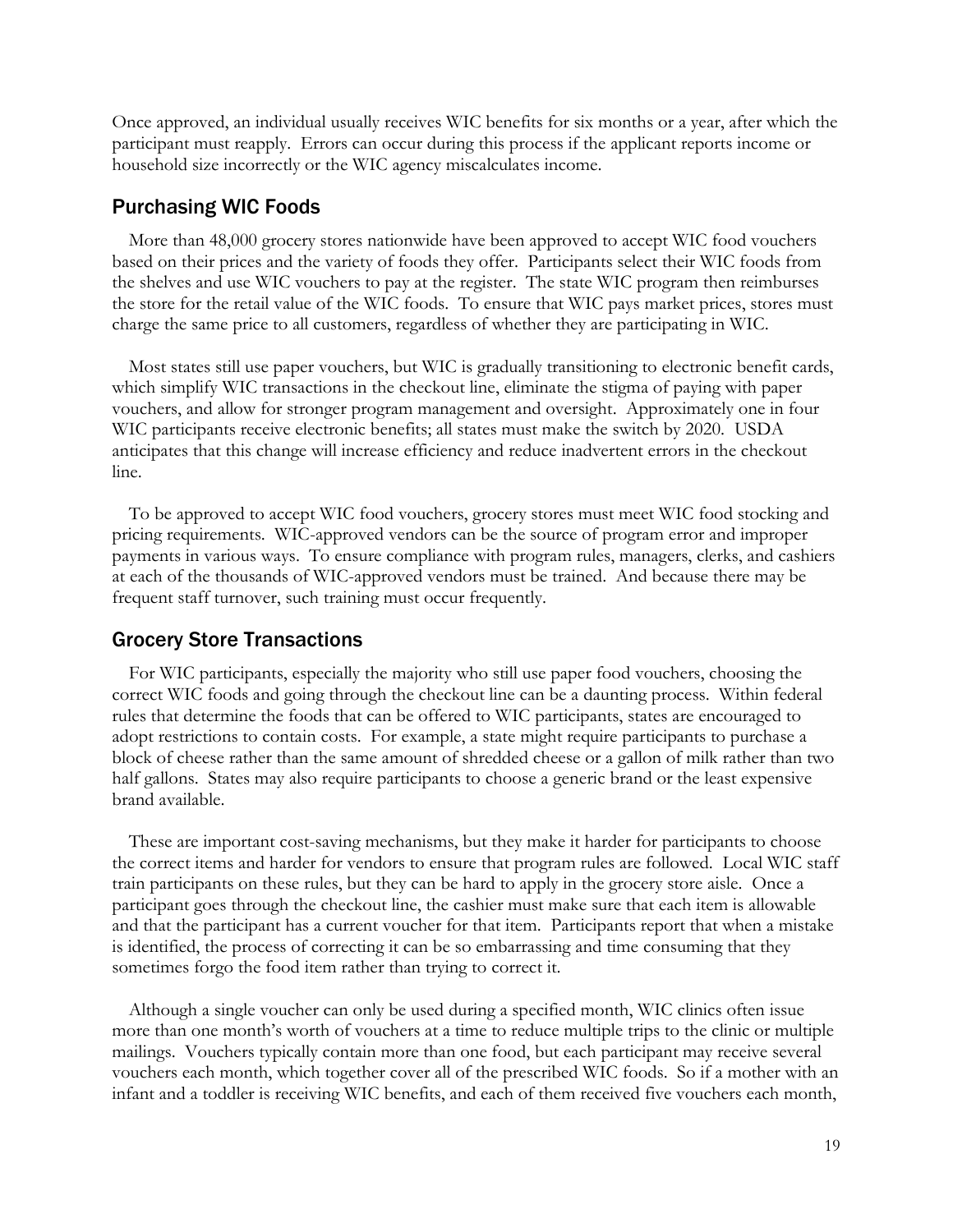Once approved, an individual usually receives WIC benefits for six months or a year, after which the participant must reapply. Errors can occur during this process if the applicant reports income or household size incorrectly or the WIC agency miscalculates income.

## Purchasing WIC Foods

More than 48,000 grocery stores nationwide have been approved to accept WIC food vouchers based on their prices and the variety of foods they offer. Participants select their WIC foods from the shelves and use WIC vouchers to pay at the register. The state WIC program then reimburses the store for the retail value of the WIC foods. To ensure that WIC pays market prices, stores must charge the same price to all customers, regardless of whether they are participating in WIC.

Most states still use paper vouchers, but WIC is gradually transitioning to electronic benefit cards, which simplify WIC transactions in the checkout line, eliminate the stigma of paying with paper vouchers, and allow for stronger program management and oversight. Approximately one in four WIC participants receive electronic benefits; all states must make the switch by 2020. USDA anticipates that this change will increase efficiency and reduce inadvertent errors in the checkout line.

To be approved to accept WIC food vouchers, grocery stores must meet WIC food stocking and pricing requirements. WIC-approved vendors can be the source of program error and improper payments in various ways. To ensure compliance with program rules, managers, clerks, and cashiers at each of the thousands of WIC-approved vendors must be trained. And because there may be frequent staff turnover, such training must occur frequently.

## Grocery Store Transactions

For WIC participants, especially the majority who still use paper food vouchers, choosing the correct WIC foods and going through the checkout line can be a daunting process. Within federal rules that determine the foods that can be offered to WIC participants, states are encouraged to adopt restrictions to contain costs. For example, a state might require participants to purchase a block of cheese rather than the same amount of shredded cheese or a gallon of milk rather than two half gallons. States may also require participants to choose a generic brand or the least expensive brand available.

These are important cost-saving mechanisms, but they make it harder for participants to choose the correct items and harder for vendors to ensure that program rules are followed. Local WIC staff train participants on these rules, but they can be hard to apply in the grocery store aisle. Once a participant goes through the checkout line, the cashier must make sure that each item is allowable and that the participant has a current voucher for that item. Participants report that when a mistake is identified, the process of correcting it can be so embarrassing and time consuming that they sometimes forgo the food item rather than trying to correct it.

Although a single voucher can only be used during a specified month, WIC clinics often issue more than one month's worth of vouchers at a time to reduce multiple trips to the clinic or multiple mailings. Vouchers typically contain more than one food, but each participant may receive several vouchers each month, which together cover all of the prescribed WIC foods. So if a mother with an infant and a toddler is receiving WIC benefits, and each of them received five vouchers each month,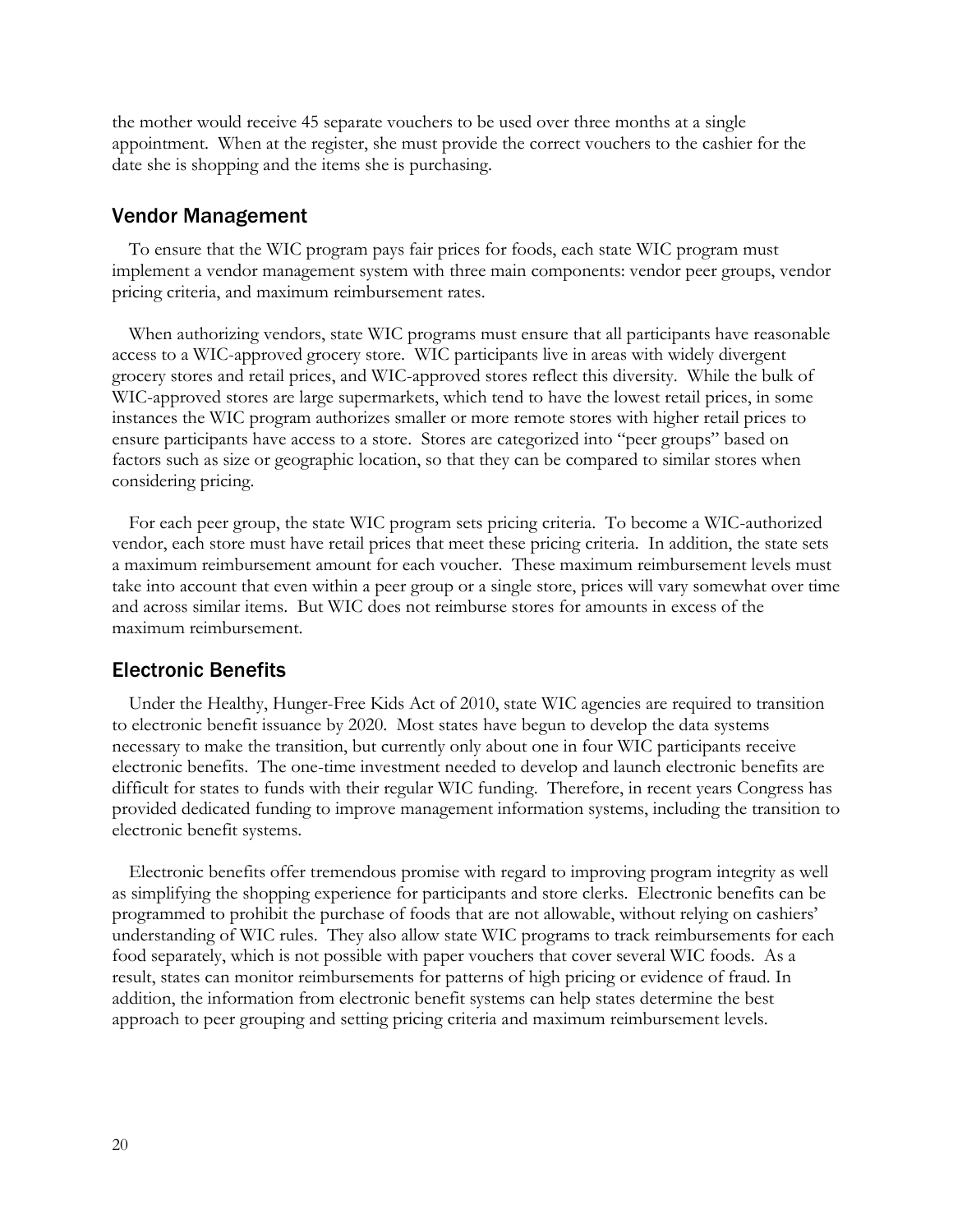the mother would receive 45 separate vouchers to be used over three months at a single appointment. When at the register, she must provide the correct vouchers to the cashier for the date she is shopping and the items she is purchasing.

## Vendor Management

To ensure that the WIC program pays fair prices for foods, each state WIC program must implement a vendor management system with three main components: vendor peer groups, vendor pricing criteria, and maximum reimbursement rates.

When authorizing vendors, state WIC programs must ensure that all participants have reasonable access to a WIC-approved grocery store. WIC participants live in areas with widely divergent grocery stores and retail prices, and WIC-approved stores reflect this diversity. While the bulk of WIC-approved stores are large supermarkets, which tend to have the lowest retail prices, in some instances the WIC program authorizes smaller or more remote stores with higher retail prices to ensure participants have access to a store. Stores are categorized into "peer groups" based on factors such as size or geographic location, so that they can be compared to similar stores when considering pricing.

For each peer group, the state WIC program sets pricing criteria. To become a WIC-authorized vendor, each store must have retail prices that meet these pricing criteria. In addition, the state sets a maximum reimbursement amount for each voucher. These maximum reimbursement levels must take into account that even within a peer group or a single store, prices will vary somewhat over time and across similar items. But WIC does not reimburse stores for amounts in excess of the maximum reimbursement.

## Electronic Benefits

Under the Healthy, Hunger-Free Kids Act of 2010, state WIC agencies are required to transition to electronic benefit issuance by 2020. Most states have begun to develop the data systems necessary to make the transition, but currently only about one in four WIC participants receive electronic benefits. The one-time investment needed to develop and launch electronic benefits are difficult for states to funds with their regular WIC funding. Therefore, in recent years Congress has provided dedicated funding to improve management information systems, including the transition to electronic benefit systems.

Electronic benefits offer tremendous promise with regard to improving program integrity as well as simplifying the shopping experience for participants and store clerks. Electronic benefits can be programmed to prohibit the purchase of foods that are not allowable, without relying on cashiers' understanding of WIC rules. They also allow state WIC programs to track reimbursements for each food separately, which is not possible with paper vouchers that cover several WIC foods. As a result, states can monitor reimbursements for patterns of high pricing or evidence of fraud. In addition, the information from electronic benefit systems can help states determine the best approach to peer grouping and setting pricing criteria and maximum reimbursement levels.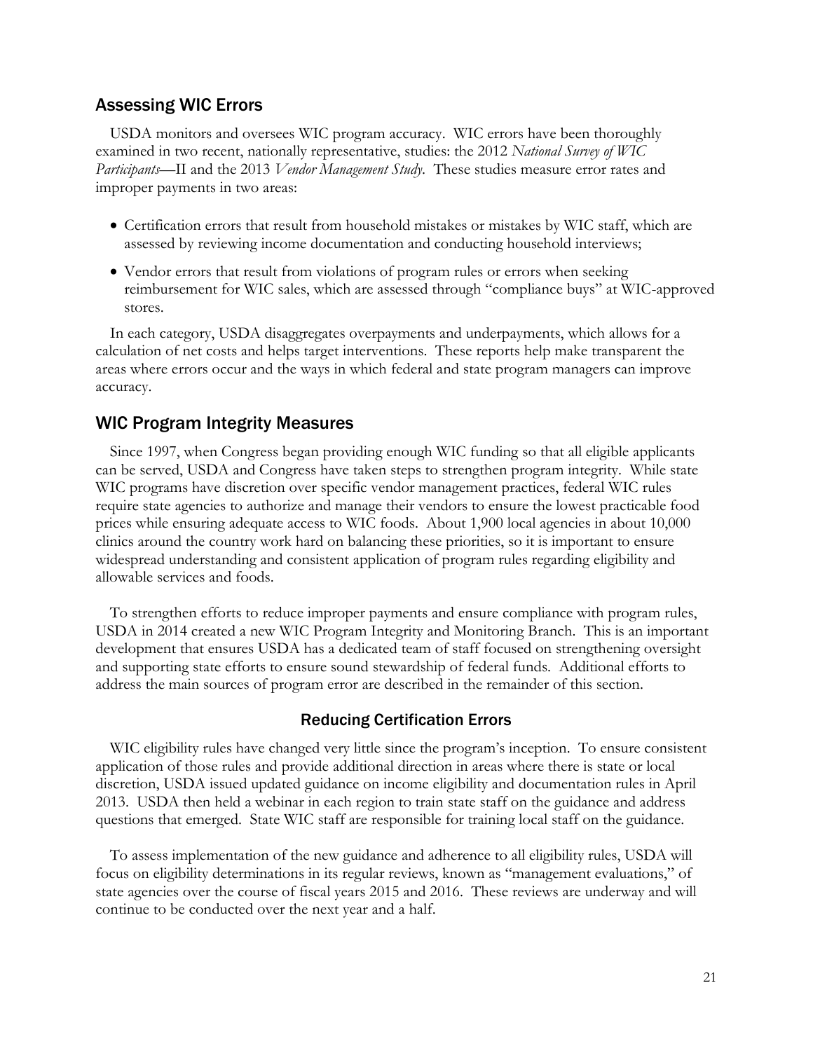## Assessing WIC Errors

USDA monitors and oversees WIC program accuracy. WIC errors have been thoroughly examined in two recent, nationally representative, studies: the 2012 *National Survey of WIC Participants*—II and the 2013 *Vendor Management Study*. These studies measure error rates and improper payments in two areas:

- Certification errors that result from household mistakes or mistakes by WIC staff, which are assessed by reviewing income documentation and conducting household interviews;
- Vendor errors that result from violations of program rules or errors when seeking reimbursement for WIC sales, which are assessed through "compliance buys" at WIC-approved stores.

In each category, USDA disaggregates overpayments and underpayments, which allows for a calculation of net costs and helps target interventions. These reports help make transparent the areas where errors occur and the ways in which federal and state program managers can improve accuracy.

## WIC Program Integrity Measures

Since 1997, when Congress began providing enough WIC funding so that all eligible applicants can be served, USDA and Congress have taken steps to strengthen program integrity. While state WIC programs have discretion over specific vendor management practices, federal WIC rules require state agencies to authorize and manage their vendors to ensure the lowest practicable food prices while ensuring adequate access to WIC foods. About 1,900 local agencies in about 10,000 clinics around the country work hard on balancing these priorities, so it is important to ensure widespread understanding and consistent application of program rules regarding eligibility and allowable services and foods.

To strengthen efforts to reduce improper payments and ensure compliance with program rules, USDA in 2014 created a new WIC Program Integrity and Monitoring Branch. This is an important development that ensures USDA has a dedicated team of staff focused on strengthening oversight and supporting state efforts to ensure sound stewardship of federal funds. Additional efforts to address the main sources of program error are described in the remainder of this section.

### Reducing Certification Errors

WIC eligibility rules have changed very little since the program's inception. To ensure consistent application of those rules and provide additional direction in areas where there is state or local discretion, USDA issued updated guidance on income eligibility and documentation rules in April 2013. USDA then held a webinar in each region to train state staff on the guidance and address questions that emerged. State WIC staff are responsible for training local staff on the guidance.

To assess implementation of the new guidance and adherence to all eligibility rules, USDA will focus on eligibility determinations in its regular reviews, known as "management evaluations," of state agencies over the course of fiscal years 2015 and 2016. These reviews are underway and will continue to be conducted over the next year and a half.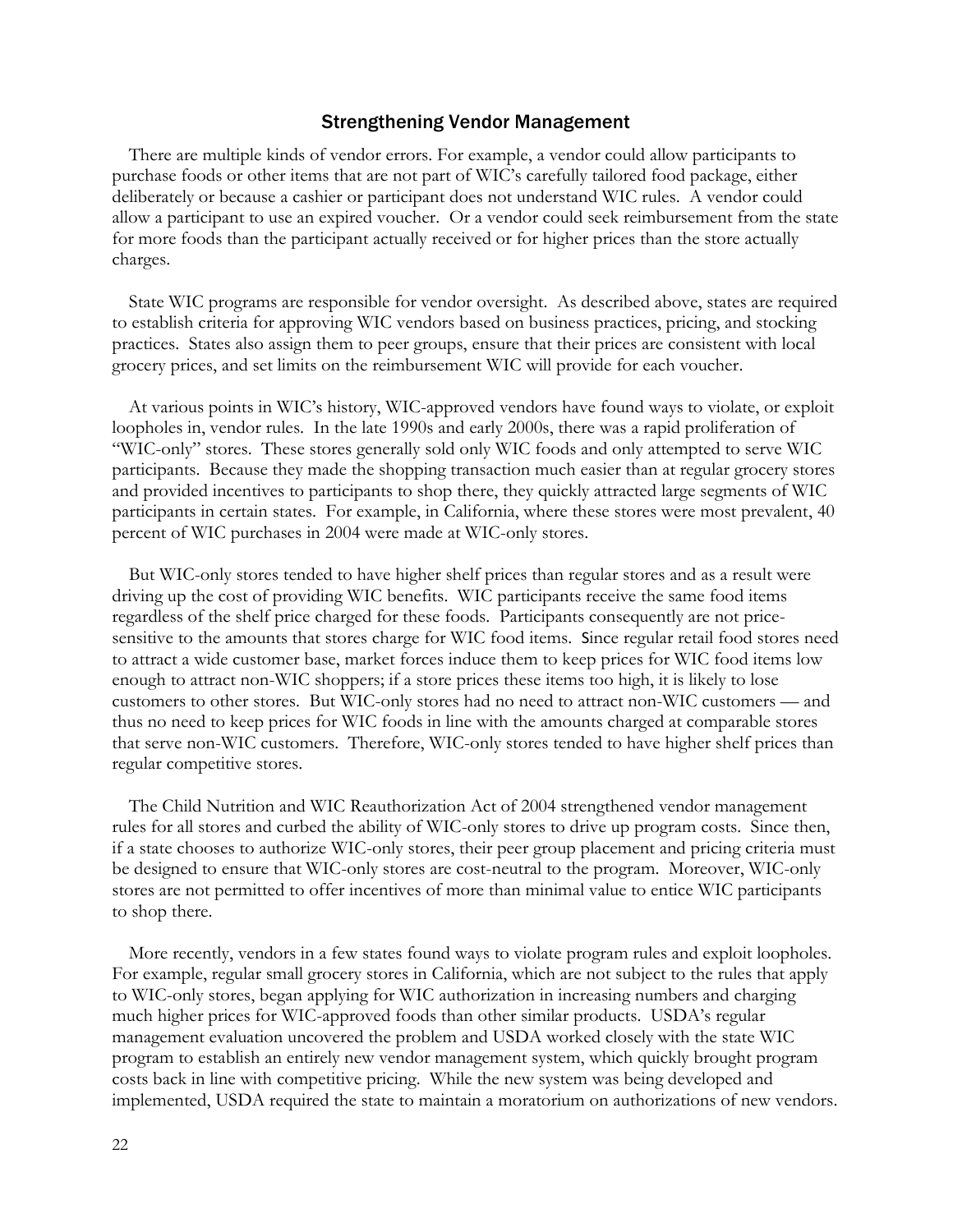## Strengthening Vendor Management

There are multiple kinds of vendor errors. For example, a vendor could allow participants to purchase foods or other items that are not part of WIC's carefully tailored food package, either deliberately or because a cashier or participant does not understand WIC rules. A vendor could allow a participant to use an expired voucher. Or a vendor could seek reimbursement from the state for more foods than the participant actually received or for higher prices than the store actually charges.

State WIC programs are responsible for vendor oversight. As described above, states are required to establish criteria for approving WIC vendors based on business practices, pricing, and stocking practices. States also assign them to peer groups, ensure that their prices are consistent with local grocery prices, and set limits on the reimbursement WIC will provide for each voucher.

At various points in WIC's history, WIC-approved vendors have found ways to violate, or exploit loopholes in, vendor rules. In the late 1990s and early 2000s, there was a rapid proliferation of "WIC-only" stores. These stores generally sold only WIC foods and only attempted to serve WIC participants. Because they made the shopping transaction much easier than at regular grocery stores and provided incentives to participants to shop there, they quickly attracted large segments of WIC participants in certain states. For example, in California, where these stores were most prevalent, 40 percent of WIC purchases in 2004 were made at WIC-only stores.

But WIC-only stores tended to have higher shelf prices than regular stores and as a result were driving up the cost of providing WIC benefits. WIC participants receive the same food items regardless of the shelf price charged for these foods. Participants consequently are not price-sensitive to the amounts that stores charge for WIC food items. Since regular retail food stores need to attract a wide customer base, market forces induce them to keep prices for WIC food items low enough to attract non-WIC shoppers; if a store prices these items too high, it is likely to lose customers to other stores. But WIC-only stores had no need to attract non-WIC customers — and thus no need to keep prices for WIC foods in line with the amounts charged at comparable stores that serve non-WIC customers. Therefore, WIC-only stores tended to have higher shelf prices than regular competitive stores.

The Child Nutrition and WIC Reauthorization Act of 2004 strengthened vendor management rules for all stores and curbed the ability of WIC-only stores to drive up program costs. Since then, if a state chooses to authorize WIC-only stores, their peer group placement and pricing criteria must be designed to ensure that WIC-only stores are cost-neutral to the program. Moreover, WIC-only stores are not permitted to offer incentives of more than minimal value to entice WIC participants to shop there.

More recently, vendors in a few states found ways to violate program rules and exploit loopholes. For example, regular small grocery stores in California, which are not subject to the rules that apply to WIC-only stores, began applying for WIC authorization in increasing numbers and charging much higher prices for WIC-approved foods than other similar products. USDA's regular management evaluation uncovered the problem and USDA worked closely with the state WIC program to establish an entirely new vendor management system, which quickly brought program costs back in line with competitive pricing. While the new system was being developed and implemented, USDA required the state to maintain a moratorium on authorizations of new vendors.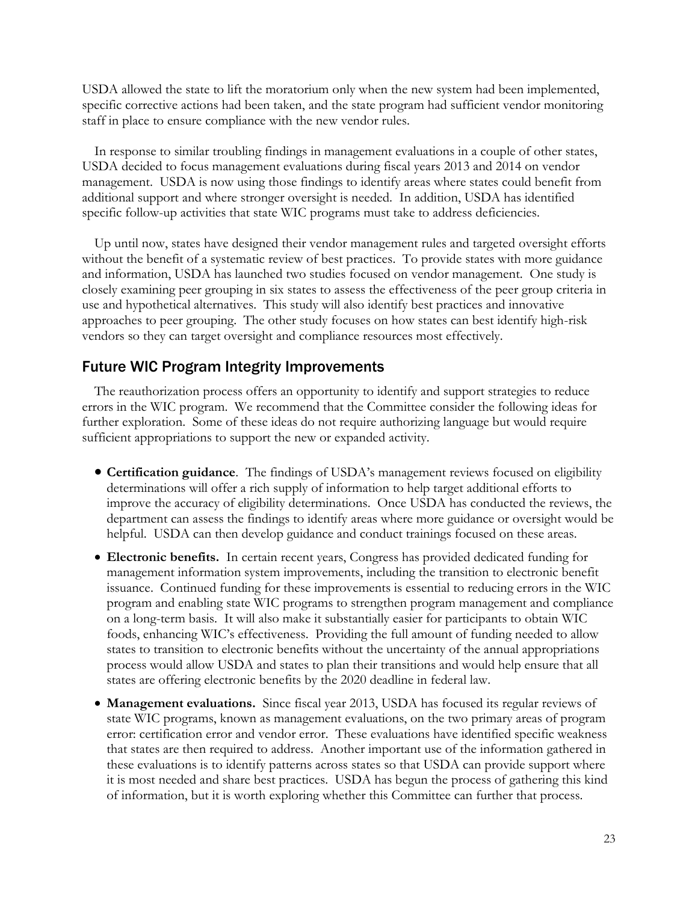USDA allowed the state to lift the moratorium only when the new system had been implemented, specific corrective actions had been taken, and the state program had sufficient vendor monitoring staff in place to ensure compliance with the new vendor rules.

In response to similar troubling findings in management evaluations in a couple of other states, USDA decided to focus management evaluations during fiscal years 2013 and 2014 on vendor management. USDA is now using those findings to identify areas where states could benefit from additional support and where stronger oversight is needed. In addition, USDA has identified specific follow-up activities that state WIC programs must take to address deficiencies.

Up until now, states have designed their vendor management rules and targeted oversight efforts without the benefit of a systematic review of best practices. To provide states with more guidance and information, USDA has launched two studies focused on vendor management. One study is closely examining peer grouping in six states to assess the effectiveness of the peer group criteria in use and hypothetical alternatives. This study will also identify best practices and innovative approaches to peer grouping. The other study focuses on how states can best identify high-risk vendors so they can target oversight and compliance resources most effectively.

## Future WIC Program Integrity Improvements

The reauthorization process offers an opportunity to identify and support strategies to reduce errors in the WIC program. We recommend that the Committee consider the following ideas for further exploration. Some of these ideas do not require authorizing language but would require sufficient appropriations to support the new or expanded activity.

- **Certification guidance**. The findings of USDA's management reviews focused on eligibility determinations will offer a rich supply of information to help target additional efforts to improve the accuracy of eligibility determinations. Once USDA has conducted the reviews, the department can assess the findings to identify areas where more guidance or oversight would be helpful. USDA can then develop guidance and conduct trainings focused on these areas.
- **Electronic benefits.** In certain recent years, Congress has provided dedicated funding for management information system improvements, including the transition to electronic benefit issuance. Continued funding for these improvements is essential to reducing errors in the WIC program and enabling state WIC programs to strengthen program management and compliance on a long-term basis. It will also make it substantially easier for participants to obtain WIC foods, enhancing WIC's effectiveness. Providing the full amount of funding needed to allow states to transition to electronic benefits without the uncertainty of the annual appropriations process would allow USDA and states to plan their transitions and would help ensure that all states are offering electronic benefits by the 2020 deadline in federal law.
- **Management evaluations.** Since fiscal year 2013, USDA has focused its regular reviews of state WIC programs, known as management evaluations, on the two primary areas of program error: certification error and vendor error. These evaluations have identified specific weakness that states are then required to address. Another important use of the information gathered in these evaluations is to identify patterns across states so that USDA can provide support where it is most needed and share best practices. USDA has begun the process of gathering this kind of information, but it is worth exploring whether this Committee can further that process.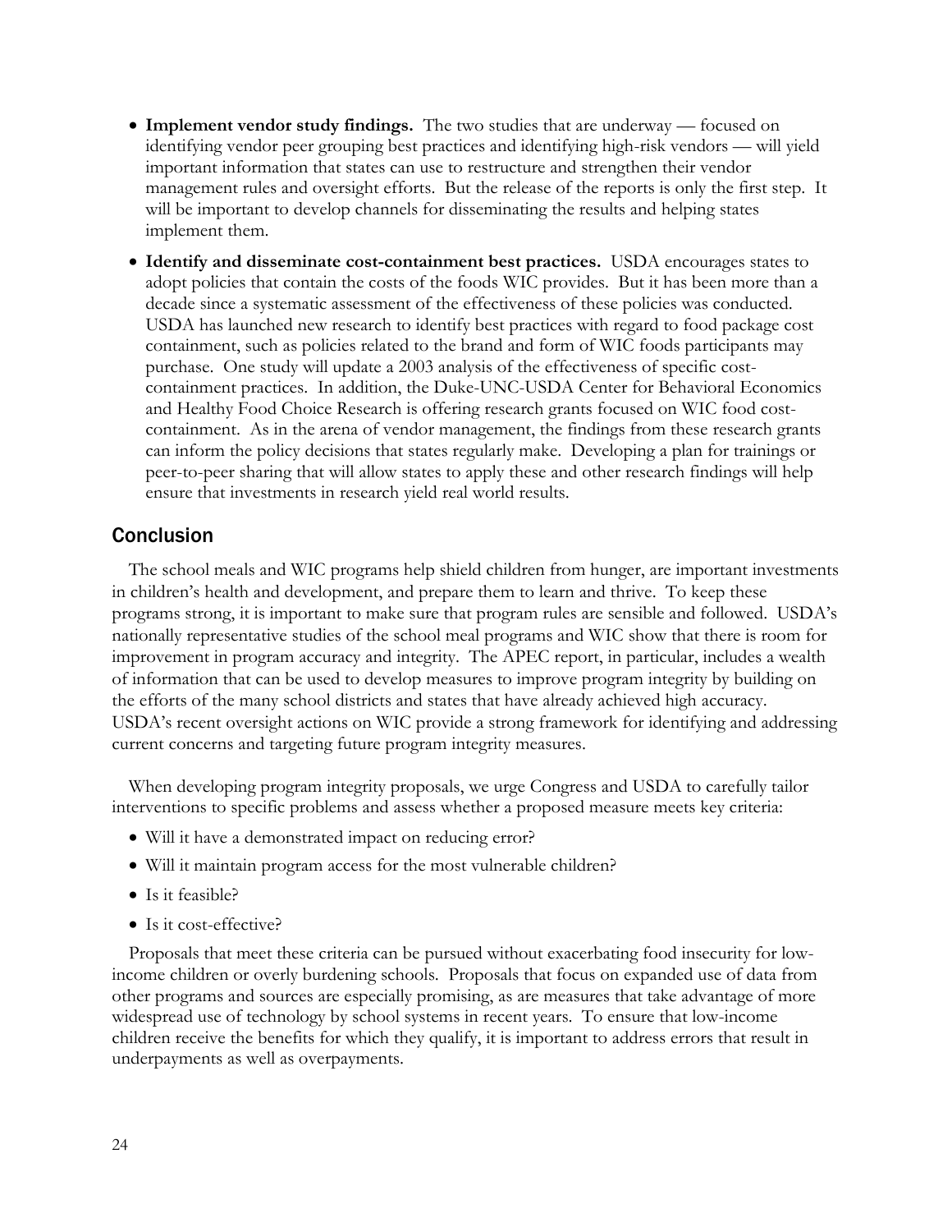- **Implement vendor study findings.** The two studies that are underway — focused on identifying vendor peer grouping best practices and identifying high-risk vendors — will yield important information that states can use to restructure and strengthen their vendor management rules and oversight efforts. But the release of the reports is only the first step. It will be important to develop channels for disseminating the results and helping states implement them.
- **Identify and disseminate cost-containment best practices.** USDA encourages states to adopt policies that contain the costs of the foods WIC provides. But it has been more than a decade since a systematic assessment of the effectiveness of these policies was conducted. USDA has launched new research to identify best practices with regard to food package cost containment, such as policies related to the brand and form of WIC foods participants may purchase. One study will update a 2003 analysis of the effectiveness of specific cost-containment practices. In addition, the Duke-UNC-USDA Center for Behavioral Economics and Healthy Food Choice Research is offering research grants focused on WIC food cost-containment. As in the arena of vendor management, the findings from these research grants can inform the policy decisions that states regularly make. Developing a plan for trainings or peer-to-peer sharing that will allow states to apply these and other research findings will help ensure that investments in research yield real world results.

## Conclusion

The school meals and WIC programs help shield children from hunger, are important investments in children's health and development, and prepare them to learn and thrive. To keep these programs strong, it is important to make sure that program rules are sensible and followed. USDA's nationally representative studies of the school meal programs and WIC show that there is room for improvement in program accuracy and integrity. The APEC report, in particular, includes a wealth of information that can be used to develop measures to improve program integrity by building on the efforts of the many school districts and states that have already achieved high accuracy. USDA's recent oversight actions on WIC provide a strong framework for identifying and addressing current concerns and targeting future program integrity measures.

When developing program integrity proposals, we urge Congress and USDA to carefully tailor interventions to specific problems and assess whether a proposed measure meets key criteria:

- Will it have a demonstrated impact on reducing error?
- Will it maintain program access for the most vulnerable children?
- Is it feasible?
- Is it cost-effective?

Proposals that meet these criteria can be pursued without exacerbating food insecurity for low-income children or overly burdening schools. Proposals that focus on expanded use of data from other programs and sources are especially promising, as are measures that take advantage of more widespread use of technology by school systems in recent years. To ensure that low-income children receive the benefits for which they qualify, it is important to address errors that result in underpayments as well as overpayments.